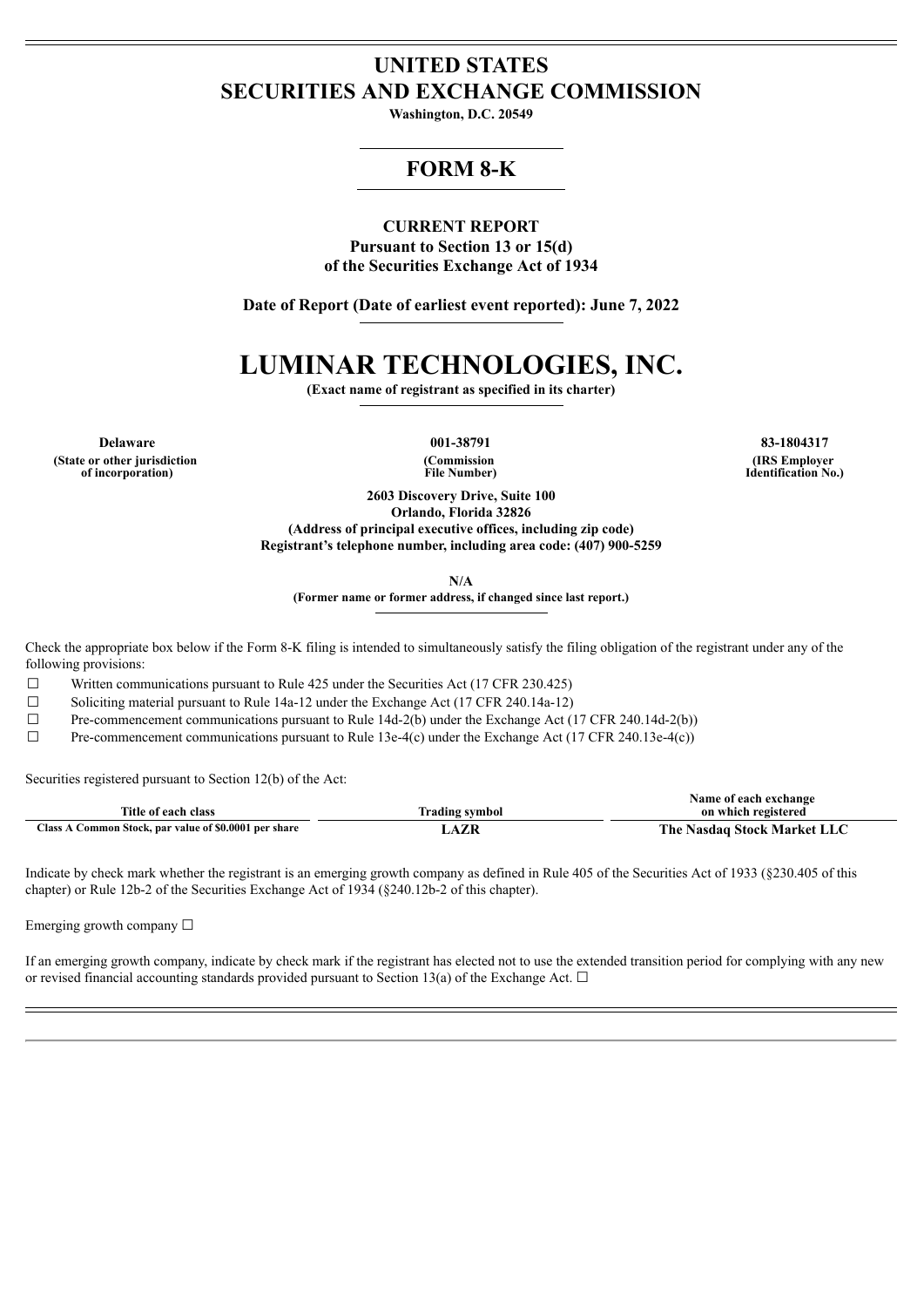# UNITED STATES
# SECURITIES AND EXCHANGE COMMISSION

**Washington, D.C. 20549**

## FORM 8-K

**CURRENT REPORT**
**Pursuant to Section 13 or 15(d)**
**of the Securities Exchange Act of 1934**

**Date of Report (Date of earliest event reported): June 7, 2022**

# LUMINAR TECHNOLOGIES, INC.

**(Exact name of registrant as specified in its charter)**

| Delaware | 001-38791 | 83-1804317 |
|---|---|---|
| (State or other jurisdiction of incorporation) | (Commission File Number) | (IRS Employer Identification No.) |

**2603 Discovery Drive, Suite 100**
**Orlando, Florida 32826**
**(Address of principal executive offices, including zip code)**
**Registrant's telephone number, including area code: (407) 900-5259**

**N/A**
**(Former name or former address, if changed since last report.)**

Check the appropriate box below if the Form 8-K filing is intended to simultaneously satisfy the filing obligation of the registrant under any of the following provisions:

☐ Written communications pursuant to Rule 425 under the Securities Act (17 CFR 230.425)

☐ Soliciting material pursuant to Rule 14a-12 under the Exchange Act (17 CFR 240.14a-12)

☐ Pre-commencement communications pursuant to Rule 14d-2(b) under the Exchange Act (17 CFR 240.14d-2(b))

☐ Pre-commencement communications pursuant to Rule 13e-4(c) under the Exchange Act (17 CFR 240.13e-4(c))

Securities registered pursuant to Section 12(b) of the Act:

| Title of each class | Trading symbol | Name of each exchange on which registered |
|---|---|---|
| Class A Common Stock, par value of $0.0001 per share | LAZR | The Nasdaq Stock Market LLC |

Indicate by check mark whether the registrant is an emerging growth company as defined in Rule 405 of the Securities Act of 1933 (§230.405 of this chapter) or Rule 12b-2 of the Securities Exchange Act of 1934 (§240.12b-2 of this chapter).

Emerging growth company ☐

If an emerging growth company, indicate by check mark if the registrant has elected not to use the extended transition period for complying with any new or revised financial accounting standards provided pursuant to Section 13(a) of the Exchange Act. ☐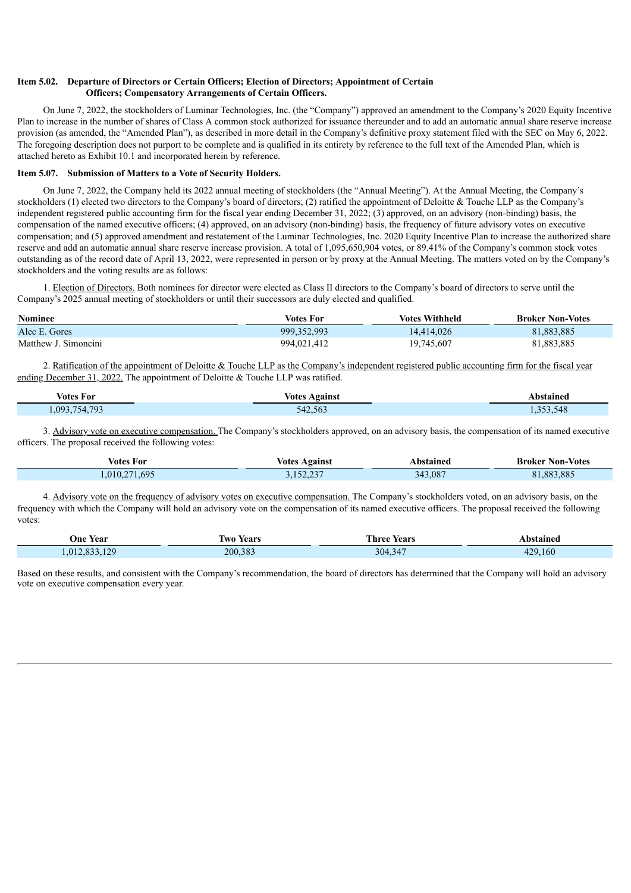**Item 5.02. Departure of Directors or Certain Officers; Election of Directors; Appointment of Certain Officers; Compensatory Arrangements of Certain Officers.**

On June 7, 2022, the stockholders of Luminar Technologies, Inc. (the "Company") approved an amendment to the Company's 2020 Equity Incentive Plan to increase in the number of shares of Class A common stock authorized for issuance thereunder and to add an automatic annual share reserve increase provision (as amended, the "Amended Plan"), as described in more detail in the Company's definitive proxy statement filed with the SEC on May 6, 2022. The foregoing description does not purport to be complete and is qualified in its entirety by reference to the full text of the Amended Plan, which is attached hereto as Exhibit 10.1 and incorporated herein by reference.

**Item 5.07. Submission of Matters to a Vote of Security Holders.**

On June 7, 2022, the Company held its 2022 annual meeting of stockholders (the "Annual Meeting"). At the Annual Meeting, the Company's stockholders (1) elected two directors to the Company's board of directors; (2) ratified the appointment of Deloitte & Touche LLP as the Company's independent registered public accounting firm for the fiscal year ending December 31, 2022; (3) approved, on an advisory (non-binding) basis, the compensation of the named executive officers; (4) approved, on an advisory (non-binding) basis, the frequency of future advisory votes on executive compensation; and (5) approved amendment and restatement of the Luminar Technologies, Inc. 2020 Equity Incentive Plan to increase the authorized share reserve and add an automatic annual share reserve increase provision. A total of 1,095,650,904 votes, or 89.41% of the Company's common stock votes outstanding as of the record date of April 13, 2022, were represented in person or by proxy at the Annual Meeting. The matters voted on by the Company's stockholders and the voting results are as follows:

1. Election of Directors. Both nominees for director were elected as Class II directors to the Company's board of directors to serve until the Company's 2025 annual meeting of stockholders or until their successors are duly elected and qualified.

| Nominee | Votes For | Votes Withheld | Broker Non-Votes |
|---|---|---|---|
| Alec E. Gores | 999,352,993 | 14,414,026 | 81,883,885 |
| Matthew J. Simoncini | 994,021,412 | 19,745,607 | 81,883,885 |

2. Ratification of the appointment of Deloitte & Touche LLP as the Company's independent registered public accounting firm for the fiscal year ending December 31, 2022. The appointment of Deloitte & Touche LLP was ratified.

| Votes For | Votes Against | Abstained |
|---|---|---|
| 1,093,754,793 | 542,563 | 1,353,548 |

3. Advisory vote on executive compensation. The Company's stockholders approved, on an advisory basis, the compensation of its named executive officers. The proposal received the following votes:

| Votes For | Votes Against | Abstained | Broker Non-Votes |
|---|---|---|---|
| 1,010,271,695 | 3,152,237 | 343,087 | 81,883,885 |

4. Advisory vote on the frequency of advisory votes on executive compensation. The Company's stockholders voted, on an advisory basis, on the frequency with which the Company will hold an advisory vote on the compensation of its named executive officers. The proposal received the following votes:

| One Year | Two Years | Three Years | Abstained |
|---|---|---|---|
| 1,012,833,129 | 200,383 | 304,347 | 429,160 |

Based on these results, and consistent with the Company's recommendation, the board of directors has determined that the Company will hold an advisory vote on executive compensation every year.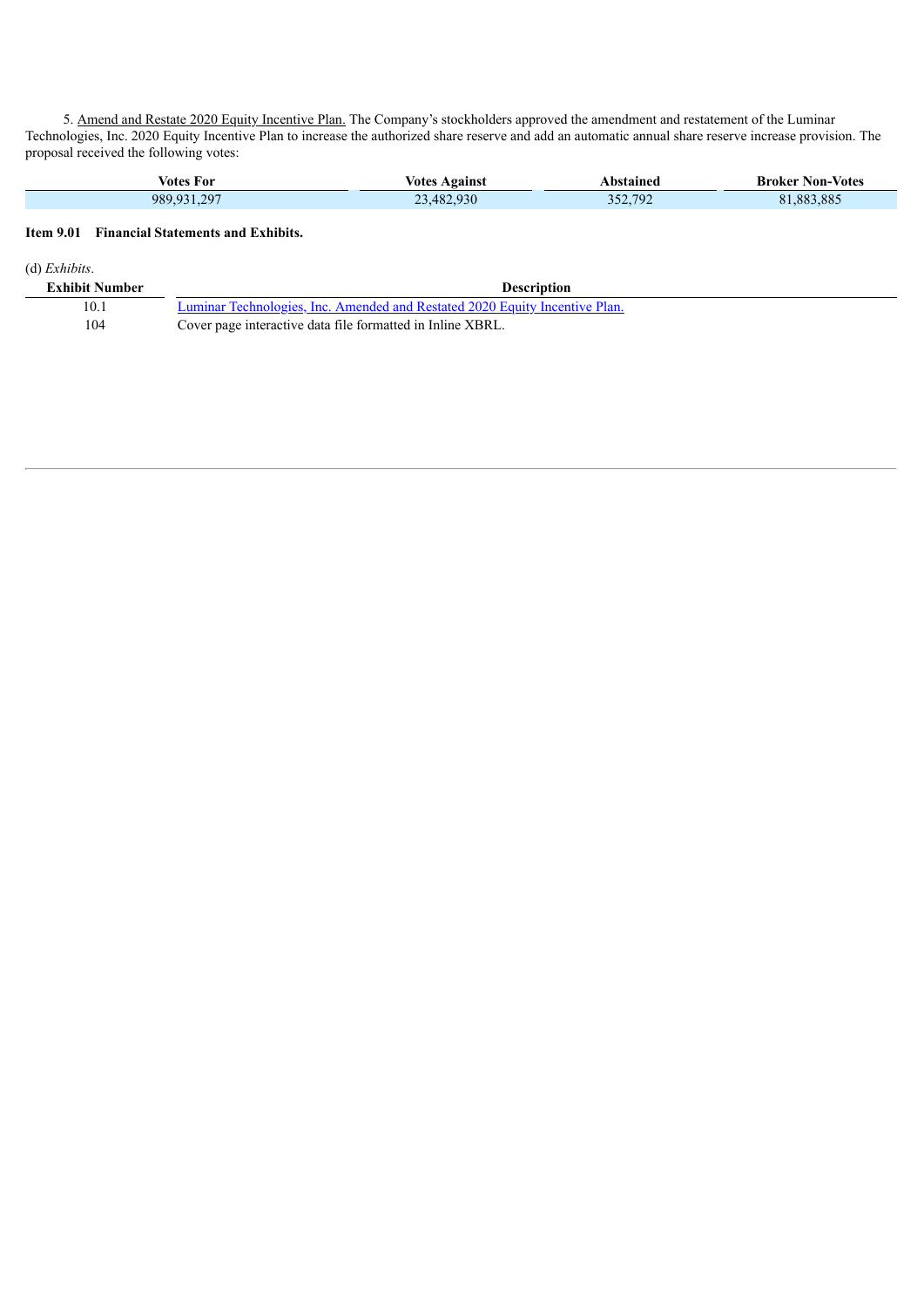5. Amend and Restate 2020 Equity Incentive Plan. The Company's stockholders approved the amendment and restatement of the Luminar Technologies, Inc. 2020 Equity Incentive Plan to increase the authorized share reserve and add an automatic annual share reserve increase provision. The proposal received the following votes:

| Votes For | Votes Against | Abstained | Broker Non-Votes |
| --- | --- | --- | --- |
| 989,931,297 | 23,482,930 | 352,792 | 81,883,885 |

**Item 9.01 Financial Statements and Exhibits.**

(d) *Exhibits*.

| Exhibit Number | Description |
| --- | --- |
| 10.1 | Luminar Technologies, Inc. Amended and Restated 2020 Equity Incentive Plan. |
| 104 | Cover page interactive data file formatted in Inline XBRL. |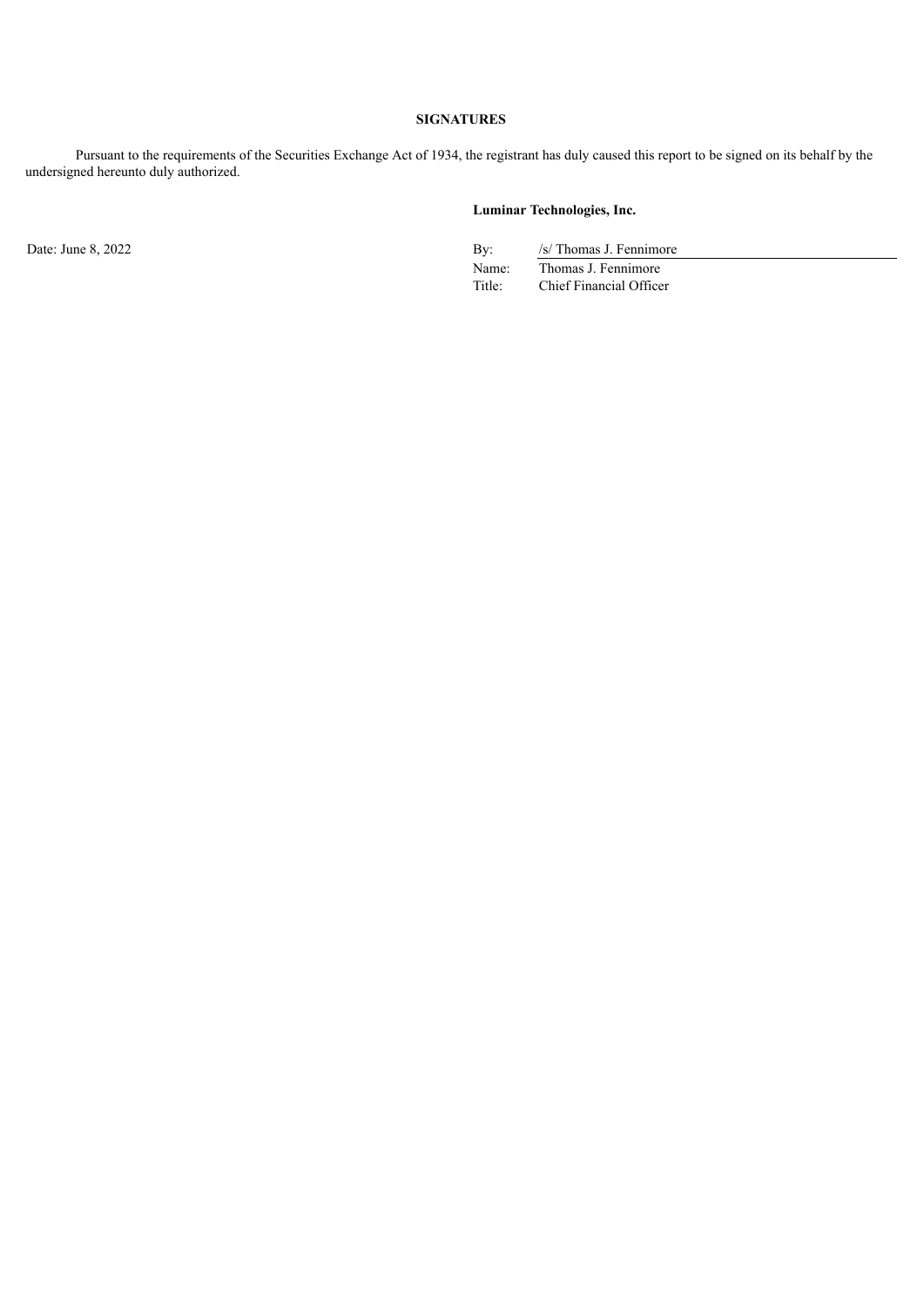**SIGNATURES**

Pursuant to the requirements of the Securities Exchange Act of 1934, the registrant has duly caused this report to be signed on its behalf by the undersigned hereunto duly authorized.

**Luminar Technologies, Inc.**

Date: June 8, 2022

By: /s/ Thomas J. Fennimore
Name: Thomas J. Fennimore
Title: Chief Financial Officer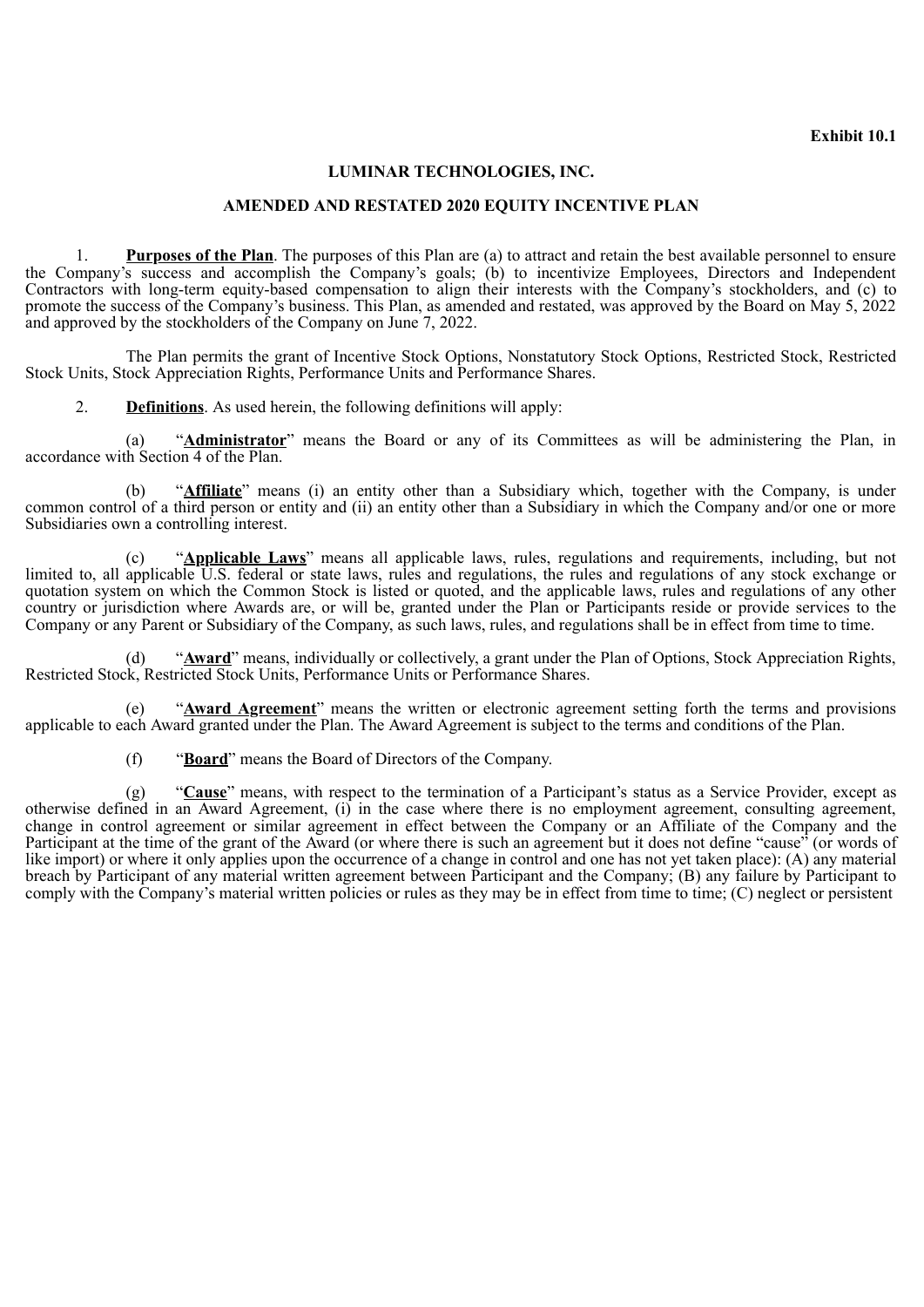**Exhibit 10.1**

**LUMINAR TECHNOLOGIES, INC.**

**AMENDED AND RESTATED 2020 EQUITY INCENTIVE PLAN**

1. **Purposes of the Plan**. The purposes of this Plan are (a) to attract and retain the best available personnel to ensure the Company's success and accomplish the Company's goals; (b) to incentivize Employees, Directors and Independent Contractors with long-term equity-based compensation to align their interests with the Company's stockholders, and (c) to promote the success of the Company's business. This Plan, as amended and restated, was approved by the Board on May 5, 2022 and approved by the stockholders of the Company on June 7, 2022.

The Plan permits the grant of Incentive Stock Options, Nonstatutory Stock Options, Restricted Stock, Restricted Stock Units, Stock Appreciation Rights, Performance Units and Performance Shares.

2. **Definitions**. As used herein, the following definitions will apply:

(a) "**Administrator**" means the Board or any of its Committees as will be administering the Plan, in accordance with Section 4 of the Plan.

(b) "**Affiliate**" means (i) an entity other than a Subsidiary which, together with the Company, is under common control of a third person or entity and (ii) an entity other than a Subsidiary in which the Company and/or one or more Subsidiaries own a controlling interest.

(c) "**Applicable Laws**" means all applicable laws, rules, regulations and requirements, including, but not limited to, all applicable U.S. federal or state laws, rules and regulations, the rules and regulations of any stock exchange or quotation system on which the Common Stock is listed or quoted, and the applicable laws, rules and regulations of any other country or jurisdiction where Awards are, or will be, granted under the Plan or Participants reside or provide services to the Company or any Parent or Subsidiary of the Company, as such laws, rules, and regulations shall be in effect from time to time.

(d) "**Award**" means, individually or collectively, a grant under the Plan of Options, Stock Appreciation Rights, Restricted Stock, Restricted Stock Units, Performance Units or Performance Shares.

(e) "**Award Agreement**" means the written or electronic agreement setting forth the terms and provisions applicable to each Award granted under the Plan. The Award Agreement is subject to the terms and conditions of the Plan.

(f) "**Board**" means the Board of Directors of the Company.

(g) "**Cause**" means, with respect to the termination of a Participant's status as a Service Provider, except as otherwise defined in an Award Agreement, (i) in the case where there is no employment agreement, consulting agreement, change in control agreement or similar agreement in effect between the Company or an Affiliate of the Company and the Participant at the time of the grant of the Award (or where there is such an agreement but it does not define "cause" (or words of like import) or where it only applies upon the occurrence of a change in control and one has not yet taken place): (A) any material breach by Participant of any material written agreement between Participant and the Company; (B) any failure by Participant to comply with the Company's material written policies or rules as they may be in effect from time to time; (C) neglect or persistent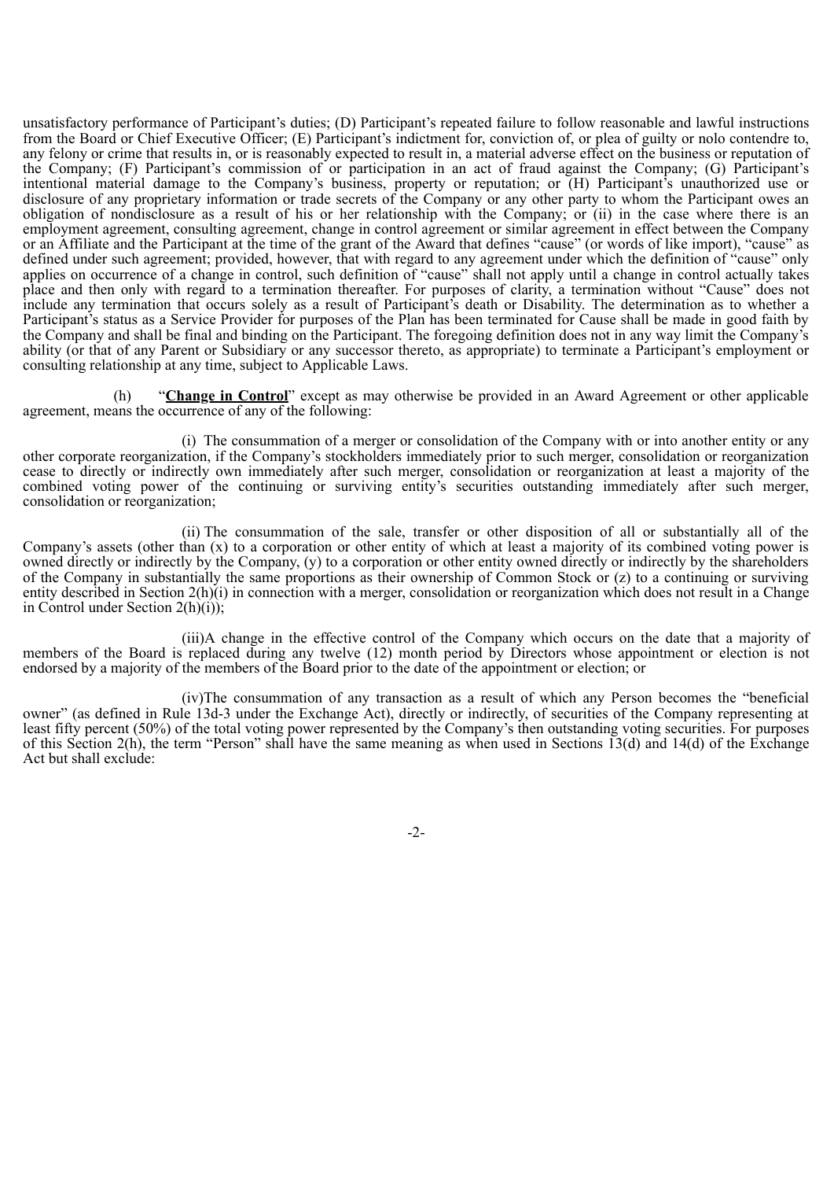unsatisfactory performance of Participant's duties; (D) Participant's repeated failure to follow reasonable and lawful instructions from the Board or Chief Executive Officer; (E) Participant's indictment for, conviction of, or plea of guilty or nolo contendre to, any felony or crime that results in, or is reasonably expected to result in, a material adverse effect on the business or reputation of the Company; (F) Participant's commission of or participation in an act of fraud against the Company; (G) Participant's intentional material damage to the Company's business, property or reputation; or (H) Participant's unauthorized use or disclosure of any proprietary information or trade secrets of the Company or any other party to whom the Participant owes an obligation of nondisclosure as a result of his or her relationship with the Company; or (ii) in the case where there is an employment agreement, consulting agreement, change in control agreement or similar agreement in effect between the Company or an Affiliate and the Participant at the time of the grant of the Award that defines "cause" (or words of like import), "cause" as defined under such agreement; provided, however, that with regard to any agreement under which the definition of "cause" only applies on occurrence of a change in control, such definition of "cause" shall not apply until a change in control actually takes place and then only with regard to a termination thereafter. For purposes of clarity, a termination without "Cause" does not include any termination that occurs solely as a result of Participant's death or Disability. The determination as to whether a Participant's status as a Service Provider for purposes of the Plan has been terminated for Cause shall be made in good faith by the Company and shall be final and binding on the Participant. The foregoing definition does not in any way limit the Company's ability (or that of any Parent or Subsidiary or any successor thereto, as appropriate) to terminate a Participant's employment or consulting relationship at any time, subject to Applicable Laws.

(h) "**Change in Control**" except as may otherwise be provided in an Award Agreement or other applicable agreement, means the occurrence of any of the following:

(i) The consummation of a merger or consolidation of the Company with or into another entity or any other corporate reorganization, if the Company's stockholders immediately prior to such merger, consolidation or reorganization cease to directly or indirectly own immediately after such merger, consolidation or reorganization at least a majority of the combined voting power of the continuing or surviving entity's securities outstanding immediately after such merger, consolidation or reorganization;

(ii) The consummation of the sale, transfer or other disposition of all or substantially all of the Company's assets (other than (x) to a corporation or other entity of which at least a majority of its combined voting power is owned directly or indirectly by the Company, (y) to a corporation or other entity owned directly or indirectly by the shareholders of the Company in substantially the same proportions as their ownership of Common Stock or (z) to a continuing or surviving entity described in Section 2(h)(i) in connection with a merger, consolidation or reorganization which does not result in a Change in Control under Section 2(h)(i));

(iii) A change in the effective control of the Company which occurs on the date that a majority of members of the Board is replaced during any twelve (12) month period by Directors whose appointment or election is not endorsed by a majority of the members of the Board prior to the date of the appointment or election; or

(iv) The consummation of any transaction as a result of which any Person becomes the "beneficial owner" (as defined in Rule 13d-3 under the Exchange Act), directly or indirectly, of securities of the Company representing at least fifty percent (50%) of the total voting power represented by the Company's then outstanding voting securities. For purposes of this Section 2(h), the term "Person" shall have the same meaning as when used in Sections 13(d) and 14(d) of the Exchange Act but shall exclude: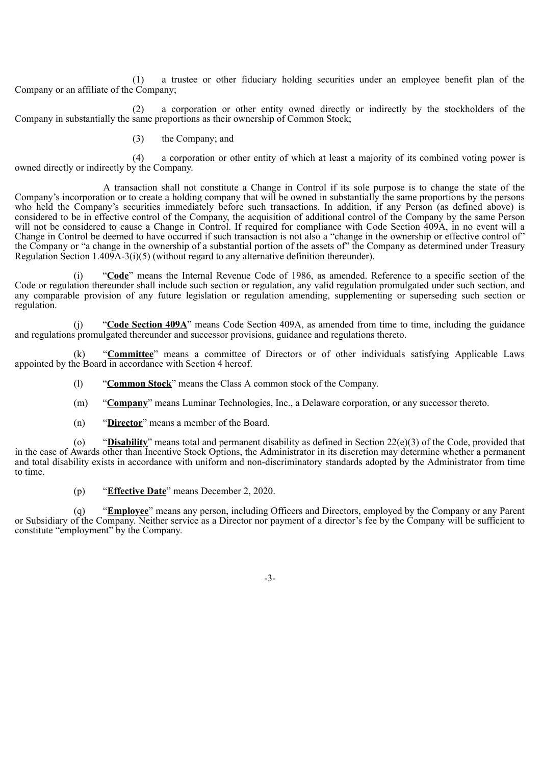(1) a trustee or other fiduciary holding securities under an employee benefit plan of the Company or an affiliate of the Company;

(2) a corporation or other entity owned directly or indirectly by the stockholders of the Company in substantially the same proportions as their ownership of Common Stock;

(3) the Company; and

(4) a corporation or other entity of which at least a majority of its combined voting power is owned directly or indirectly by the Company.

A transaction shall not constitute a Change in Control if its sole purpose is to change the state of the Company's incorporation or to create a holding company that will be owned in substantially the same proportions by the persons who held the Company's securities immediately before such transactions. In addition, if any Person (as defined above) is considered to be in effective control of the Company, the acquisition of additional control of the Company by the same Person will not be considered to cause a Change in Control. If required for compliance with Code Section 409A, in no event will a Change in Control be deemed to have occurred if such transaction is not also a "change in the ownership or effective control of" the Company or "a change in the ownership of a substantial portion of the assets of" the Company as determined under Treasury Regulation Section 1.409A-3(i)(5) (without regard to any alternative definition thereunder).

(i) "**Code**" means the Internal Revenue Code of 1986, as amended. Reference to a specific section of the Code or regulation thereunder shall include such section or regulation, any valid regulation promulgated under such section, and any comparable provision of any future legislation or regulation amending, supplementing or superseding such section or regulation.

(j) "**Code Section 409A**" means Code Section 409A, as amended from time to time, including the guidance and regulations promulgated thereunder and successor provisions, guidance and regulations thereto.

(k) "**Committee**" means a committee of Directors or of other individuals satisfying Applicable Laws appointed by the Board in accordance with Section 4 hereof.

(l) "**Common Stock**" means the Class A common stock of the Company.

(m) "**Company**" means Luminar Technologies, Inc., a Delaware corporation, or any successor thereto.

(n) "**Director**" means a member of the Board.

(o) "**Disability**" means total and permanent disability as defined in Section 22(e)(3) of the Code, provided that in the case of Awards other than Incentive Stock Options, the Administrator in its discretion may determine whether a permanent and total disability exists in accordance with uniform and non-discriminatory standards adopted by the Administrator from time to time.

(p) "**Effective Date**" means December 2, 2020.

(q) "**Employee**" means any person, including Officers and Directors, employed by the Company or any Parent or Subsidiary of the Company. Neither service as a Director nor payment of a director's fee by the Company will be sufficient to constitute "employment" by the Company.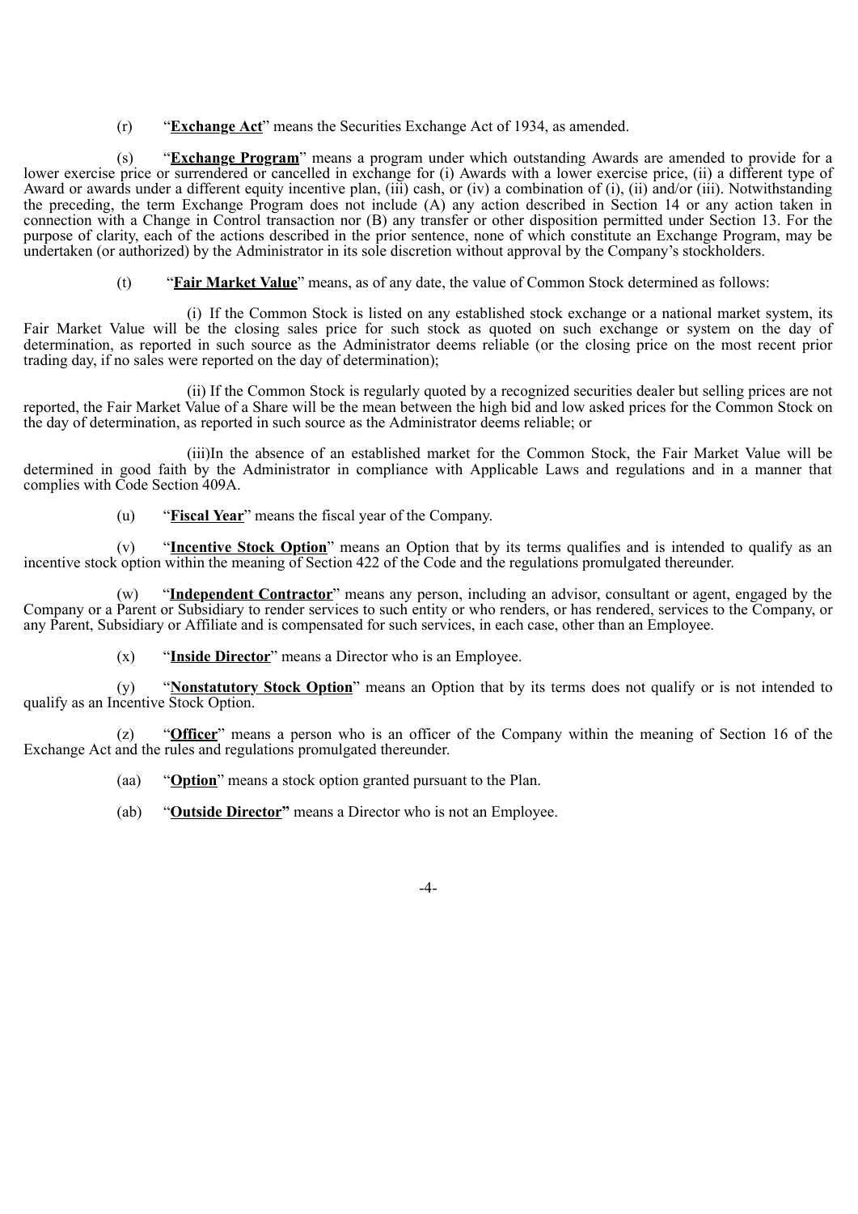(r) "**Exchange Act**" means the Securities Exchange Act of 1934, as amended.

(s) "**Exchange Program**" means a program under which outstanding Awards are amended to provide for a lower exercise price or surrendered or cancelled in exchange for (i) Awards with a lower exercise price, (ii) a different type of Award or awards under a different equity incentive plan, (iii) cash, or (iv) a combination of (i), (ii) and/or (iii). Notwithstanding the preceding, the term Exchange Program does not include (A) any action described in Section 14 or any action taken in connection with a Change in Control transaction nor (B) any transfer or other disposition permitted under Section 13. For the purpose of clarity, each of the actions described in the prior sentence, none of which constitute an Exchange Program, may be undertaken (or authorized) by the Administrator in its sole discretion without approval by the Company's stockholders.

(t) "**Fair Market Value**" means, as of any date, the value of Common Stock determined as follows:

(i) If the Common Stock is listed on any established stock exchange or a national market system, its Fair Market Value will be the closing sales price for such stock as quoted on such exchange or system on the day of determination, as reported in such source as the Administrator deems reliable (or the closing price on the most recent prior trading day, if no sales were reported on the day of determination);

(ii) If the Common Stock is regularly quoted by a recognized securities dealer but selling prices are not reported, the Fair Market Value of a Share will be the mean between the high bid and low asked prices for the Common Stock on the day of determination, as reported in such source as the Administrator deems reliable; or

(iii)In the absence of an established market for the Common Stock, the Fair Market Value will be determined in good faith by the Administrator in compliance with Applicable Laws and regulations and in a manner that complies with Code Section 409A.

(u) "**Fiscal Year**" means the fiscal year of the Company.

(v) "**Incentive Stock Option**" means an Option that by its terms qualifies and is intended to qualify as an incentive stock option within the meaning of Section 422 of the Code and the regulations promulgated thereunder.

(w) "**Independent Contractor**" means any person, including an advisor, consultant or agent, engaged by the Company or a Parent or Subsidiary to render services to such entity or who renders, or has rendered, services to the Company, or any Parent, Subsidiary or Affiliate and is compensated for such services, in each case, other than an Employee.

(x) "**Inside Director**" means a Director who is an Employee.

(y) "**Nonstatutory Stock Option**" means an Option that by its terms does not qualify or is not intended to qualify as an Incentive Stock Option.

(z) "**Officer**" means a person who is an officer of the Company within the meaning of Section 16 of the Exchange Act and the rules and regulations promulgated thereunder.

(aa) "**Option**" means a stock option granted pursuant to the Plan.

(ab) "**Outside Director**" means a Director who is not an Employee.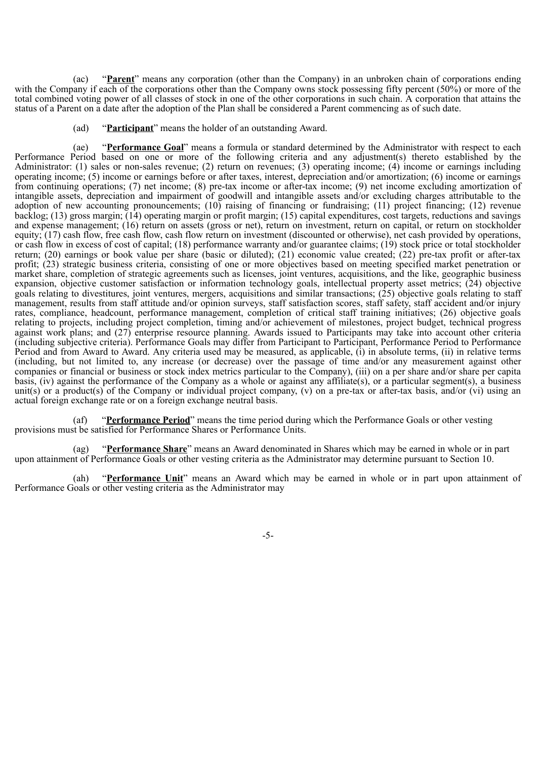(ac) "**<u>Parent</u>**" means any corporation (other than the Company) in an unbroken chain of corporations ending with the Company if each of the corporations other than the Company owns stock possessing fifty percent (50%) or more of the total combined voting power of all classes of stock in one of the other corporations in such chain. A corporation that attains the status of a Parent on a date after the adoption of the Plan shall be considered a Parent commencing as of such date.

(ad) "**<u>Participant</u>**" means the holder of an outstanding Award.

(ae) "**<u>Performance Goal</u>**" means a formula or standard determined by the Administrator with respect to each Performance Period based on one or more of the following criteria and any adjustment(s) thereto established by the Administrator: (1) sales or non-sales revenue; (2) return on revenues; (3) operating income; (4) income or earnings including operating income; (5) income or earnings before or after taxes, interest, depreciation and/or amortization; (6) income or earnings from continuing operations; (7) net income; (8) pre-tax income or after-tax income; (9) net income excluding amortization of intangible assets, depreciation and impairment of goodwill and intangible assets and/or excluding charges attributable to the adoption of new accounting pronouncements; (10) raising of financing or fundraising; (11) project financing; (12) revenue backlog; (13) gross margin; (14) operating margin or profit margin; (15) capital expenditures, cost targets, reductions and savings and expense management; (16) return on assets (gross or net), return on investment, return on capital, or return on stockholder equity; (17) cash flow, free cash flow, cash flow return on investment (discounted or otherwise), net cash provided by operations, or cash flow in excess of cost of capital; (18) performance warranty and/or guarantee claims; (19) stock price or total stockholder return; (20) earnings or book value per share (basic or diluted); (21) economic value created; (22) pre-tax profit or after-tax profit; (23) strategic business criteria, consisting of one or more objectives based on meeting specified market penetration or market share, completion of strategic agreements such as licenses, joint ventures, acquisitions, and the like, geographic business expansion, objective customer satisfaction or information technology goals, intellectual property asset metrics; (24) objective goals relating to divestitures, joint ventures, mergers, acquisitions and similar transactions; (25) objective goals relating to staff management, results from staff attitude and/or opinion surveys, staff satisfaction scores, staff safety, staff accident and/or injury rates, compliance, headcount, performance management, completion of critical staff training initiatives; (26) objective goals relating to projects, including project completion, timing and/or achievement of milestones, project budget, technical progress against work plans; and (27) enterprise resource planning. Awards issued to Participants may take into account other criteria (including subjective criteria). Performance Goals may differ from Participant to Participant, Performance Period to Performance Period and from Award to Award. Any criteria used may be measured, as applicable, (i) in absolute terms, (ii) in relative terms (including, but not limited to, any increase (or decrease) over the passage of time and/or any measurement against other companies or financial or business or stock index metrics particular to the Company), (iii) on a per share and/or share per capita basis, (iv) against the performance of the Company as a whole or against any affiliate(s), or a particular segment(s), a business unit(s) or a product(s) of the Company or individual project company, (v) on a pre-tax or after-tax basis, and/or (vi) using an actual foreign exchange rate or on a foreign exchange neutral basis.

(af) "**<u>Performance Period</u>**" means the time period during which the Performance Goals or other vesting provisions must be satisfied for Performance Shares or Performance Units.

(ag) "**<u>Performance Share</u>**" means an Award denominated in Shares which may be earned in whole or in part upon attainment of Performance Goals or other vesting criteria as the Administrator may determine pursuant to Section 10.

(ah) "**<u>Performance Unit</u>**" means an Award which may be earned in whole or in part upon attainment of Performance Goals or other vesting criteria as the Administrator may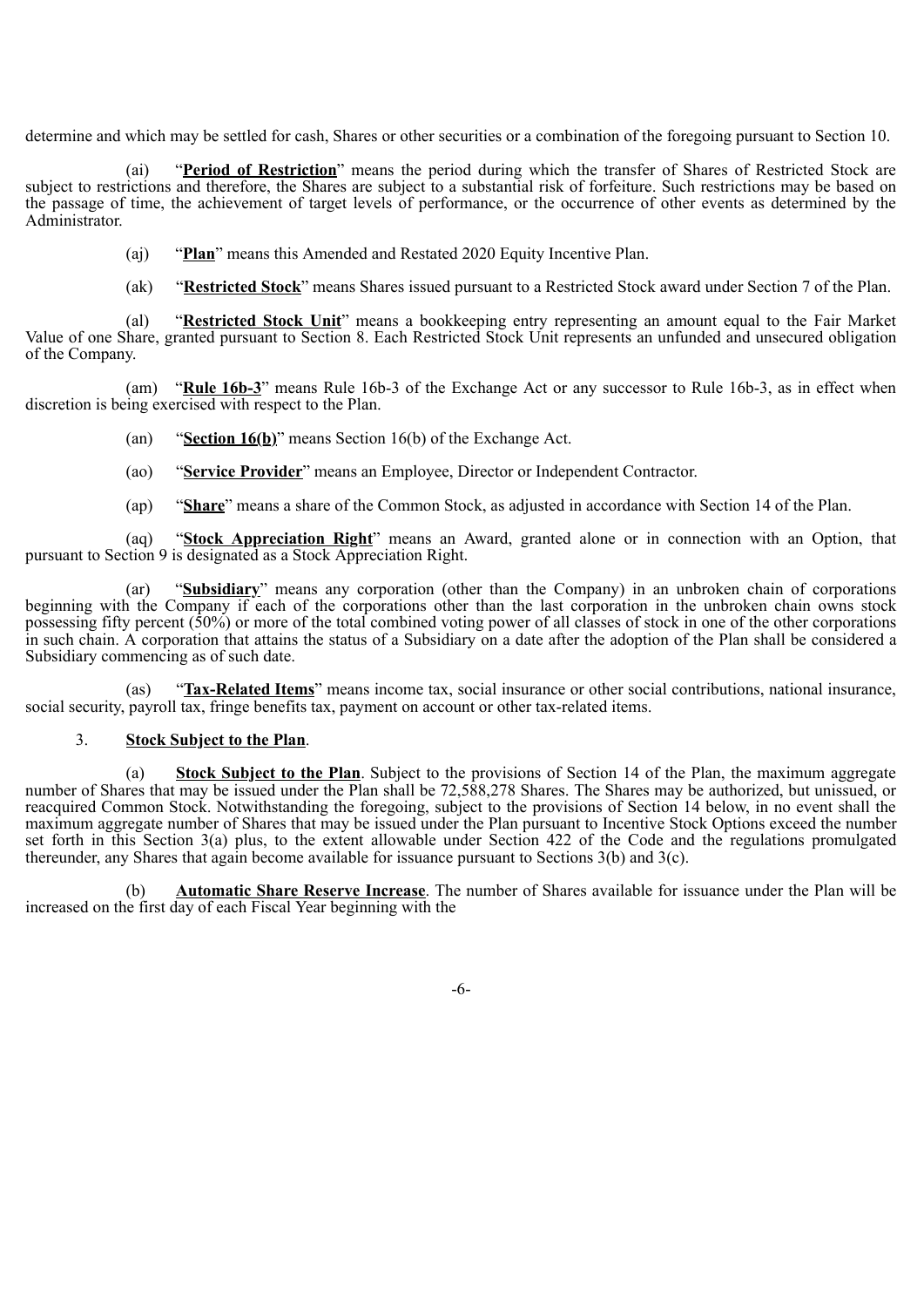determine and which may be settled for cash, Shares or other securities or a combination of the foregoing pursuant to Section 10.

(ai) "**Period of Restriction**" means the period during which the transfer of Shares of Restricted Stock are subject to restrictions and therefore, the Shares are subject to a substantial risk of forfeiture. Such restrictions may be based on the passage of time, the achievement of target levels of performance, or the occurrence of other events as determined by the Administrator.

(aj) "**Plan**" means this Amended and Restated 2020 Equity Incentive Plan.

(ak) "**Restricted Stock**" means Shares issued pursuant to a Restricted Stock award under Section 7 of the Plan.

(al) "**Restricted Stock Unit**" means a bookkeeping entry representing an amount equal to the Fair Market Value of one Share, granted pursuant to Section 8. Each Restricted Stock Unit represents an unfunded and unsecured obligation of the Company.

(am) "**Rule 16b-3**" means Rule 16b-3 of the Exchange Act or any successor to Rule 16b-3, as in effect when discretion is being exercised with respect to the Plan.

(an) "**Section 16(b)**" means Section 16(b) of the Exchange Act.

(ao) "**Service Provider**" means an Employee, Director or Independent Contractor.

(ap) "**Share**" means a share of the Common Stock, as adjusted in accordance with Section 14 of the Plan.

(aq) "**Stock Appreciation Right**" means an Award, granted alone or in connection with an Option, that pursuant to Section 9 is designated as a Stock Appreciation Right.

(ar) "**Subsidiary**" means any corporation (other than the Company) in an unbroken chain of corporations beginning with the Company if each of the corporations other than the last corporation in the unbroken chain owns stock possessing fifty percent (50%) or more of the total combined voting power of all classes of stock in one of the other corporations in such chain. A corporation that attains the status of a Subsidiary on a date after the adoption of the Plan shall be considered a Subsidiary commencing as of such date.

(as) "**Tax-Related Items**" means income tax, social insurance or other social contributions, national insurance, social security, payroll tax, fringe benefits tax, payment on account or other tax-related items.

3. **Stock Subject to the Plan**.

(a) **Stock Subject to the Plan**. Subject to the provisions of Section 14 of the Plan, the maximum aggregate number of Shares that may be issued under the Plan shall be 72,588,278 Shares. The Shares may be authorized, but unissued, or reacquired Common Stock. Notwithstanding the foregoing, subject to the provisions of Section 14 below, in no event shall the maximum aggregate number of Shares that may be issued under the Plan pursuant to Incentive Stock Options exceed the number set forth in this Section 3(a) plus, to the extent allowable under Section 422 of the Code and the regulations promulgated thereunder, any Shares that again become available for issuance pursuant to Sections 3(b) and 3(c).

(b) **Automatic Share Reserve Increase**. The number of Shares available for issuance under the Plan will be increased on the first day of each Fiscal Year beginning with the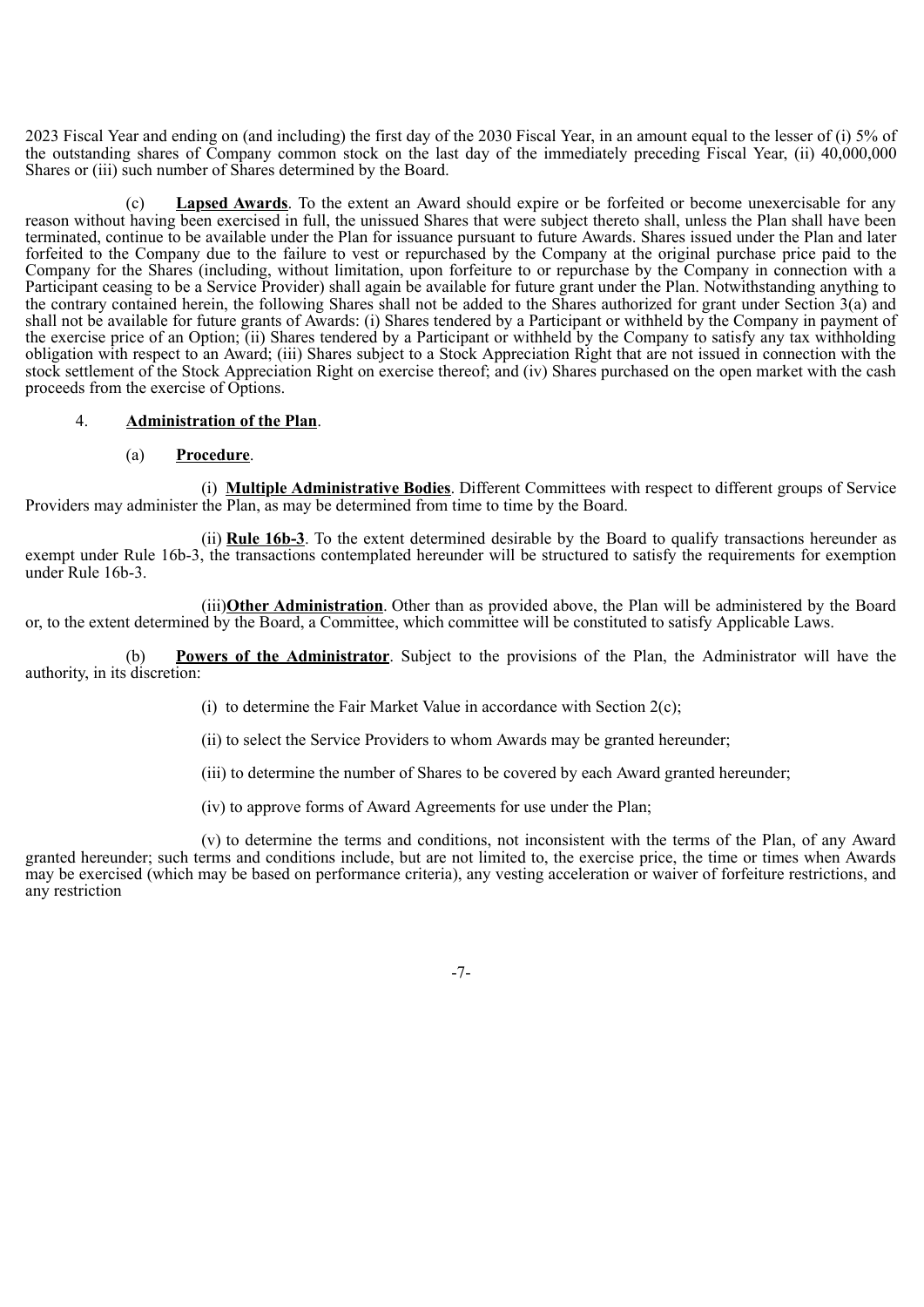2023 Fiscal Year and ending on (and including) the first day of the 2030 Fiscal Year, in an amount equal to the lesser of (i) 5% of the outstanding shares of Company common stock on the last day of the immediately preceding Fiscal Year, (ii) 40,000,000 Shares or (iii) such number of Shares determined by the Board.

(c) **Lapsed Awards**. To the extent an Award should expire or be forfeited or become unexercisable for any reason without having been exercised in full, the unissued Shares that were subject thereto shall, unless the Plan shall have been terminated, continue to be available under the Plan for issuance pursuant to future Awards. Shares issued under the Plan and later forfeited to the Company due to the failure to vest or repurchased by the Company at the original purchase price paid to the Company for the Shares (including, without limitation, upon forfeiture to or repurchase by the Company in connection with a Participant ceasing to be a Service Provider) shall again be available for future grant under the Plan. Notwithstanding anything to the contrary contained herein, the following Shares shall not be added to the Shares authorized for grant under Section 3(a) and shall not be available for future grants of Awards: (i) Shares tendered by a Participant or withheld by the Company in payment of the exercise price of an Option; (ii) Shares tendered by a Participant or withheld by the Company to satisfy any tax withholding obligation with respect to an Award; (iii) Shares subject to a Stock Appreciation Right that are not issued in connection with the stock settlement of the Stock Appreciation Right on exercise thereof; and (iv) Shares purchased on the open market with the cash proceeds from the exercise of Options.

4. **Administration of the Plan**.

(a) **Procedure**.

(i) **Multiple Administrative Bodies**. Different Committees with respect to different groups of Service Providers may administer the Plan, as may be determined from time to time by the Board.

(ii) **Rule 16b-3**. To the extent determined desirable by the Board to qualify transactions hereunder as exempt under Rule 16b-3, the transactions contemplated hereunder will be structured to satisfy the requirements for exemption under Rule 16b-3.

(iii) **Other Administration**. Other than as provided above, the Plan will be administered by the Board or, to the extent determined by the Board, a Committee, which committee will be constituted to satisfy Applicable Laws.

(b) **Powers of the Administrator**. Subject to the provisions of the Plan, the Administrator will have the authority, in its discretion:

(i) to determine the Fair Market Value in accordance with Section 2(c);

(ii) to select the Service Providers to whom Awards may be granted hereunder;

(iii) to determine the number of Shares to be covered by each Award granted hereunder;

(iv) to approve forms of Award Agreements for use under the Plan;

(v) to determine the terms and conditions, not inconsistent with the terms of the Plan, of any Award granted hereunder; such terms and conditions include, but are not limited to, the exercise price, the time or times when Awards may be exercised (which may be based on performance criteria), any vesting acceleration or waiver of forfeiture restrictions, and any restriction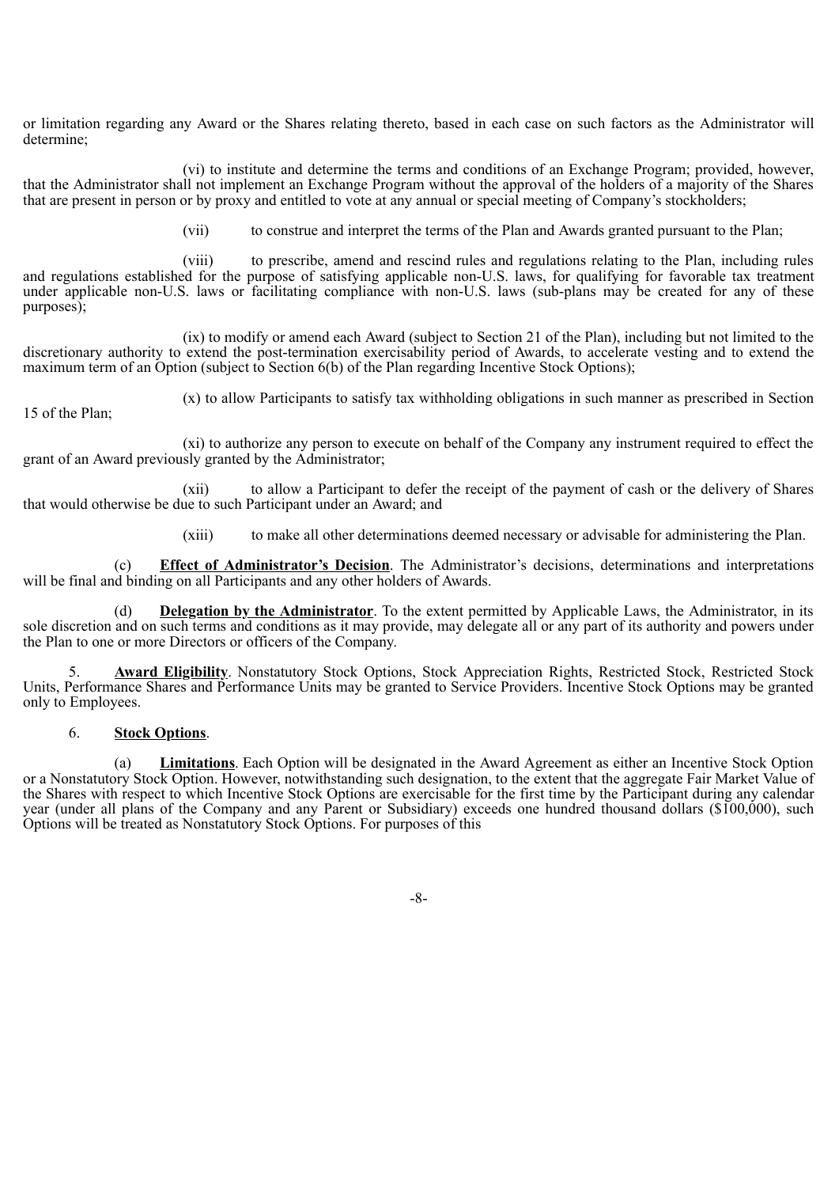or limitation regarding any Award or the Shares relating thereto, based in each case on such factors as the Administrator will determine;

(vi) to institute and determine the terms and conditions of an Exchange Program; provided, however, that the Administrator shall not implement an Exchange Program without the approval of the holders of a majority of the Shares that are present in person or by proxy and entitled to vote at any annual or special meeting of Company's stockholders;

(vii) to construe and interpret the terms of the Plan and Awards granted pursuant to the Plan;

(viii) to prescribe, amend and rescind rules and regulations relating to the Plan, including rules and regulations established for the purpose of satisfying applicable non-U.S. laws, for qualifying for favorable tax treatment under applicable non-U.S. laws or facilitating compliance with non-U.S. laws (sub-plans may be created for any of these purposes);

(ix) to modify or amend each Award (subject to Section 21 of the Plan), including but not limited to the discretionary authority to extend the post-termination exercisability period of Awards, to accelerate vesting and to extend the maximum term of an Option (subject to Section 6(b) of the Plan regarding Incentive Stock Options);

(x) to allow Participants to satisfy tax withholding obligations in such manner as prescribed in Section 15 of the Plan;

(xi) to authorize any person to execute on behalf of the Company any instrument required to effect the grant of an Award previously granted by the Administrator;

(xii) to allow a Participant to defer the receipt of the payment of cash or the delivery of Shares that would otherwise be due to such Participant under an Award; and

(xiii) to make all other determinations deemed necessary or advisable for administering the Plan.

(c) **Effect of Administrator's Decision**. The Administrator's decisions, determinations and interpretations will be final and binding on all Participants and any other holders of Awards.

(d) **Delegation by the Administrator**. To the extent permitted by Applicable Laws, the Administrator, in its sole discretion and on such terms and conditions as it may provide, may delegate all or any part of its authority and powers under the Plan to one or more Directors or officers of the Company.

5. **Award Eligibility**. Nonstatutory Stock Options, Stock Appreciation Rights, Restricted Stock, Restricted Stock Units, Performance Shares and Performance Units may be granted to Service Providers. Incentive Stock Options may be granted only to Employees.

6. **Stock Options**.

(a) **Limitations**. Each Option will be designated in the Award Agreement as either an Incentive Stock Option or a Nonstatutory Stock Option. However, notwithstanding such designation, to the extent that the aggregate Fair Market Value of the Shares with respect to which Incentive Stock Options are exercisable for the first time by the Participant during any calendar year (under all plans of the Company and any Parent or Subsidiary) exceeds one hundred thousand dollars ($100,000), such Options will be treated as Nonstatutory Stock Options. For purposes of this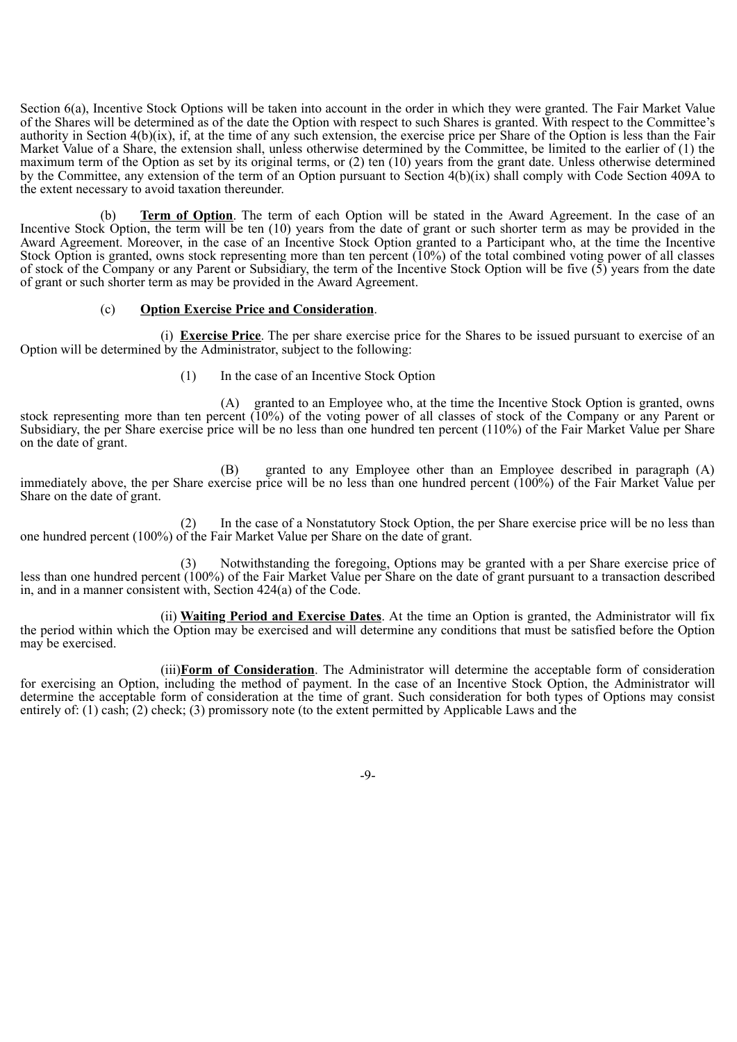Section 6(a), Incentive Stock Options will be taken into account in the order in which they were granted. The Fair Market Value of the Shares will be determined as of the date the Option with respect to such Shares is granted. With respect to the Committee's authority in Section 4(b)(ix), if, at the time of any such extension, the exercise price per Share of the Option is less than the Fair Market Value of a Share, the extension shall, unless otherwise determined by the Committee, be limited to the earlier of (1) the maximum term of the Option as set by its original terms, or (2) ten (10) years from the grant date. Unless otherwise determined by the Committee, any extension of the term of an Option pursuant to Section 4(b)(ix) shall comply with Code Section 409A to the extent necessary to avoid taxation thereunder.

(b) **Term of Option**. The term of each Option will be stated in the Award Agreement. In the case of an Incentive Stock Option, the term will be ten (10) years from the date of grant or such shorter term as may be provided in the Award Agreement. Moreover, in the case of an Incentive Stock Option granted to a Participant who, at the time the Incentive Stock Option is granted, owns stock representing more than ten percent (10%) of the total combined voting power of all classes of stock of the Company or any Parent or Subsidiary, the term of the Incentive Stock Option will be five (5) years from the date of grant or such shorter term as may be provided in the Award Agreement.

(c) **Option Exercise Price and Consideration**.

(i) **Exercise Price**. The per share exercise price for the Shares to be issued pursuant to exercise of an Option will be determined by the Administrator, subject to the following:

(1) In the case of an Incentive Stock Option

(A) granted to an Employee who, at the time the Incentive Stock Option is granted, owns stock representing more than ten percent (10%) of the voting power of all classes of stock of the Company or any Parent or Subsidiary, the per Share exercise price will be no less than one hundred ten percent (110%) of the Fair Market Value per Share on the date of grant.

(B) granted to any Employee other than an Employee described in paragraph (A) immediately above, the per Share exercise price will be no less than one hundred percent (100%) of the Fair Market Value per Share on the date of grant.

(2) In the case of a Nonstatutory Stock Option, the per Share exercise price will be no less than one hundred percent (100%) of the Fair Market Value per Share on the date of grant.

(3) Notwithstanding the foregoing, Options may be granted with a per Share exercise price of less than one hundred percent (100%) of the Fair Market Value per Share on the date of grant pursuant to a transaction described in, and in a manner consistent with, Section 424(a) of the Code.

(ii) **Waiting Period and Exercise Dates**. At the time an Option is granted, the Administrator will fix the period within which the Option may be exercised and will determine any conditions that must be satisfied before the Option may be exercised.

(iii) **Form of Consideration**. The Administrator will determine the acceptable form of consideration for exercising an Option, including the method of payment. In the case of an Incentive Stock Option, the Administrator will determine the acceptable form of consideration at the time of grant. Such consideration for both types of Options may consist entirely of: (1) cash; (2) check; (3) promissory note (to the extent permitted by Applicable Laws and the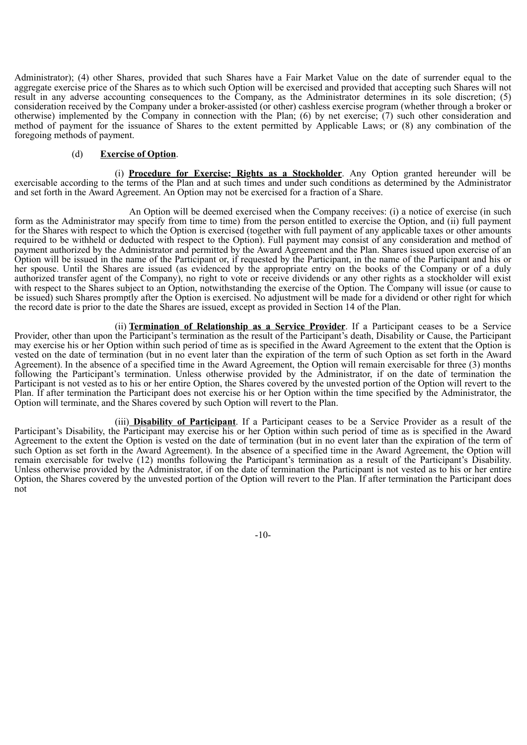Administrator); (4) other Shares, provided that such Shares have a Fair Market Value on the date of surrender equal to the aggregate exercise price of the Shares as to which such Option will be exercised and provided that accepting such Shares will not result in any adverse accounting consequences to the Company, as the Administrator determines in its sole discretion; (5) consideration received by the Company under a broker-assisted (or other) cashless exercise program (whether through a broker or otherwise) implemented by the Company in connection with the Plan; (6) by net exercise; (7) such other consideration and method of payment for the issuance of Shares to the extent permitted by Applicable Laws; or (8) any combination of the foregoing methods of payment.

(d) **Exercise of Option**.

(i) **Procedure for Exercise; Rights as a Stockholder**. Any Option granted hereunder will be exercisable according to the terms of the Plan and at such times and under such conditions as determined by the Administrator and set forth in the Award Agreement. An Option may not be exercised for a fraction of a Share.

An Option will be deemed exercised when the Company receives: (i) a notice of exercise (in such form as the Administrator may specify from time to time) from the person entitled to exercise the Option, and (ii) full payment for the Shares with respect to which the Option is exercised (together with full payment of any applicable taxes or other amounts required to be withheld or deducted with respect to the Option). Full payment may consist of any consideration and method of payment authorized by the Administrator and permitted by the Award Agreement and the Plan. Shares issued upon exercise of an Option will be issued in the name of the Participant or, if requested by the Participant, in the name of the Participant and his or her spouse. Until the Shares are issued (as evidenced by the appropriate entry on the books of the Company or of a duly authorized transfer agent of the Company), no right to vote or receive dividends or any other rights as a stockholder will exist with respect to the Shares subject to an Option, notwithstanding the exercise of the Option. The Company will issue (or cause to be issued) such Shares promptly after the Option is exercised. No adjustment will be made for a dividend or other right for which the record date is prior to the date the Shares are issued, except as provided in Section 14 of the Plan.

(ii) **Termination of Relationship as a Service Provider**. If a Participant ceases to be a Service Provider, other than upon the Participant's termination as the result of the Participant's death, Disability or Cause, the Participant may exercise his or her Option within such period of time as is specified in the Award Agreement to the extent that the Option is vested on the date of termination (but in no event later than the expiration of the term of such Option as set forth in the Award Agreement). In the absence of a specified time in the Award Agreement, the Option will remain exercisable for three (3) months following the Participant's termination. Unless otherwise provided by the Administrator, if on the date of termination the Participant is not vested as to his or her entire Option, the Shares covered by the unvested portion of the Option will revert to the Plan. If after termination the Participant does not exercise his or her Option within the time specified by the Administrator, the Option will terminate, and the Shares covered by such Option will revert to the Plan.

(iii) **Disability of Participant**. If a Participant ceases to be a Service Provider as a result of the Participant's Disability, the Participant may exercise his or her Option within such period of time as is specified in the Award Agreement to the extent the Option is vested on the date of termination (but in no event later than the expiration of the term of such Option as set forth in the Award Agreement). In the absence of a specified time in the Award Agreement, the Option will remain exercisable for twelve (12) months following the Participant's termination as a result of the Participant's Disability. Unless otherwise provided by the Administrator, if on the date of termination the Participant is not vested as to his or her entire Option, the Shares covered by the unvested portion of the Option will revert to the Plan. If after termination the Participant does not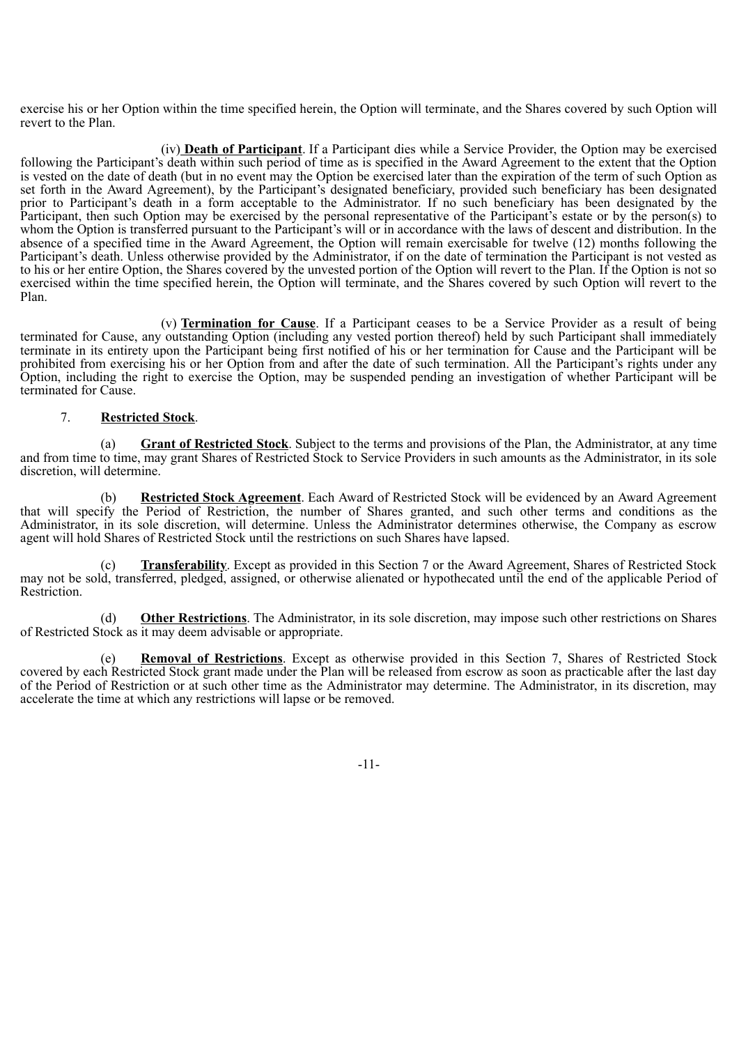exercise his or her Option within the time specified herein, the Option will terminate, and the Shares covered by such Option will revert to the Plan.

(iv) **Death of Participant**. If a Participant dies while a Service Provider, the Option may be exercised following the Participant's death within such period of time as is specified in the Award Agreement to the extent that the Option is vested on the date of death (but in no event may the Option be exercised later than the expiration of the term of such Option as set forth in the Award Agreement), by the Participant's designated beneficiary, provided such beneficiary has been designated prior to Participant's death in a form acceptable to the Administrator. If no such beneficiary has been designated by the Participant, then such Option may be exercised by the personal representative of the Participant's estate or by the person(s) to whom the Option is transferred pursuant to the Participant's will or in accordance with the laws of descent and distribution. In the absence of a specified time in the Award Agreement, the Option will remain exercisable for twelve (12) months following the Participant's death. Unless otherwise provided by the Administrator, if on the date of termination the Participant is not vested as to his or her entire Option, the Shares covered by the unvested portion of the Option will revert to the Plan. If the Option is not so exercised within the time specified herein, the Option will terminate, and the Shares covered by such Option will revert to the Plan.

(v) **Termination for Cause**. If a Participant ceases to be a Service Provider as a result of being terminated for Cause, any outstanding Option (including any vested portion thereof) held by such Participant shall immediately terminate in its entirety upon the Participant being first notified of his or her termination for Cause and the Participant will be prohibited from exercising his or her Option from and after the date of such termination. All the Participant's rights under any Option, including the right to exercise the Option, may be suspended pending an investigation of whether Participant will be terminated for Cause.

7. **Restricted Stock**.

(a) **Grant of Restricted Stock**. Subject to the terms and provisions of the Plan, the Administrator, at any time and from time to time, may grant Shares of Restricted Stock to Service Providers in such amounts as the Administrator, in its sole discretion, will determine.

(b) **Restricted Stock Agreement**. Each Award of Restricted Stock will be evidenced by an Award Agreement that will specify the Period of Restriction, the number of Shares granted, and such other terms and conditions as the Administrator, in its sole discretion, will determine. Unless the Administrator determines otherwise, the Company as escrow agent will hold Shares of Restricted Stock until the restrictions on such Shares have lapsed.

(c) **Transferability**. Except as provided in this Section 7 or the Award Agreement, Shares of Restricted Stock may not be sold, transferred, pledged, assigned, or otherwise alienated or hypothecated until the end of the applicable Period of Restriction.

(d) **Other Restrictions**. The Administrator, in its sole discretion, may impose such other restrictions on Shares of Restricted Stock as it may deem advisable or appropriate.

(e) **Removal of Restrictions**. Except as otherwise provided in this Section 7, Shares of Restricted Stock covered by each Restricted Stock grant made under the Plan will be released from escrow as soon as practicable after the last day of the Period of Restriction or at such other time as the Administrator may determine. The Administrator, in its discretion, may accelerate the time at which any restrictions will lapse or be removed.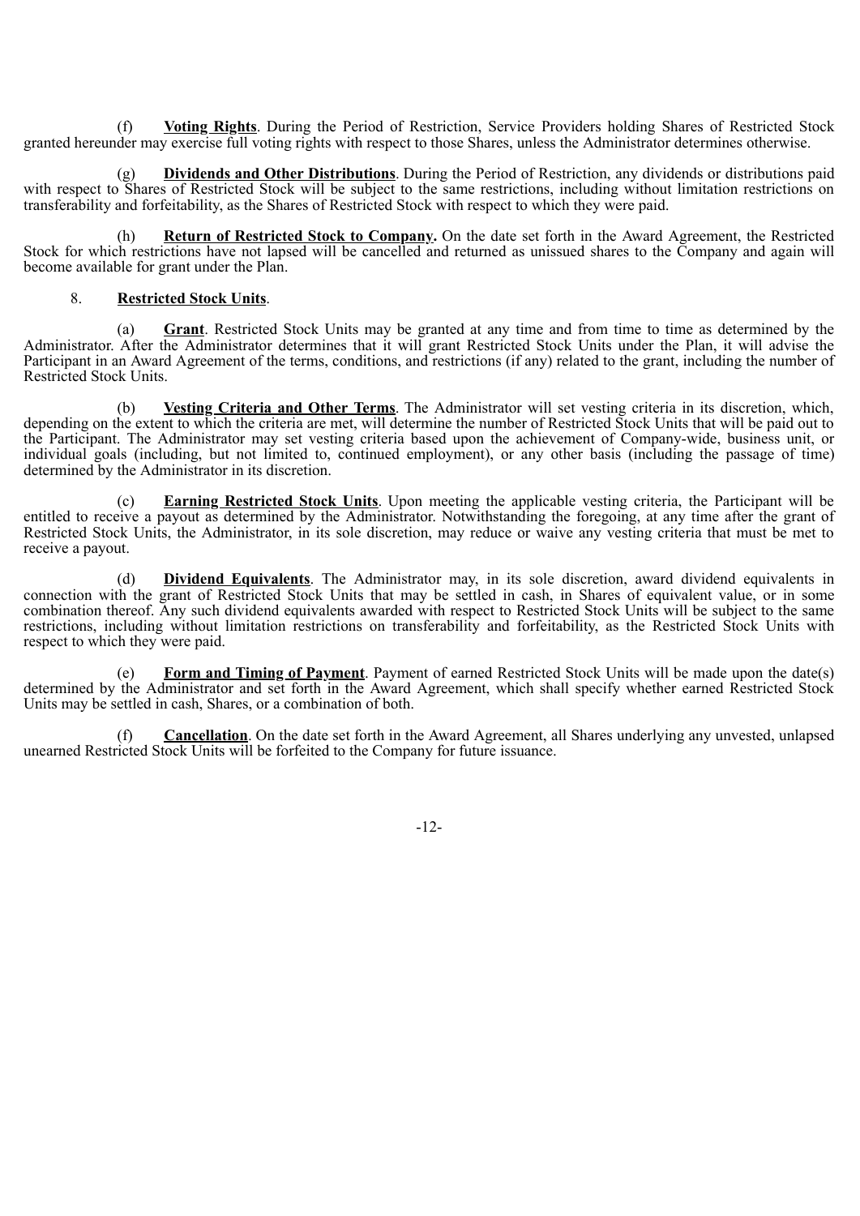(f) **Voting Rights**. During the Period of Restriction, Service Providers holding Shares of Restricted Stock granted hereunder may exercise full voting rights with respect to those Shares, unless the Administrator determines otherwise.

(g) **Dividends and Other Distributions**. During the Period of Restriction, any dividends or distributions paid with respect to Shares of Restricted Stock will be subject to the same restrictions, including without limitation restrictions on transferability and forfeitability, as the Shares of Restricted Stock with respect to which they were paid.

(h) **Return of Restricted Stock to Company.** On the date set forth in the Award Agreement, the Restricted Stock for which restrictions have not lapsed will be cancelled and returned as unissued shares to the Company and again will become available for grant under the Plan.

8. **Restricted Stock Units**.

(a) **Grant**. Restricted Stock Units may be granted at any time and from time to time as determined by the Administrator. After the Administrator determines that it will grant Restricted Stock Units under the Plan, it will advise the Participant in an Award Agreement of the terms, conditions, and restrictions (if any) related to the grant, including the number of Restricted Stock Units.

(b) **Vesting Criteria and Other Terms**. The Administrator will set vesting criteria in its discretion, which, depending on the extent to which the criteria are met, will determine the number of Restricted Stock Units that will be paid out to the Participant. The Administrator may set vesting criteria based upon the achievement of Company-wide, business unit, or individual goals (including, but not limited to, continued employment), or any other basis (including the passage of time) determined by the Administrator in its discretion.

(c) **Earning Restricted Stock Units**. Upon meeting the applicable vesting criteria, the Participant will be entitled to receive a payout as determined by the Administrator. Notwithstanding the foregoing, at any time after the grant of Restricted Stock Units, the Administrator, in its sole discretion, may reduce or waive any vesting criteria that must be met to receive a payout.

(d) **Dividend Equivalents**. The Administrator may, in its sole discretion, award dividend equivalents in connection with the grant of Restricted Stock Units that may be settled in cash, in Shares of equivalent value, or in some combination thereof. Any such dividend equivalents awarded with respect to Restricted Stock Units will be subject to the same restrictions, including without limitation restrictions on transferability and forfeitability, as the Restricted Stock Units with respect to which they were paid.

(e) **Form and Timing of Payment**. Payment of earned Restricted Stock Units will be made upon the date(s) determined by the Administrator and set forth in the Award Agreement, which shall specify whether earned Restricted Stock Units may be settled in cash, Shares, or a combination of both.

(f) **Cancellation**. On the date set forth in the Award Agreement, all Shares underlying any unvested, unlapsed unearned Restricted Stock Units will be forfeited to the Company for future issuance.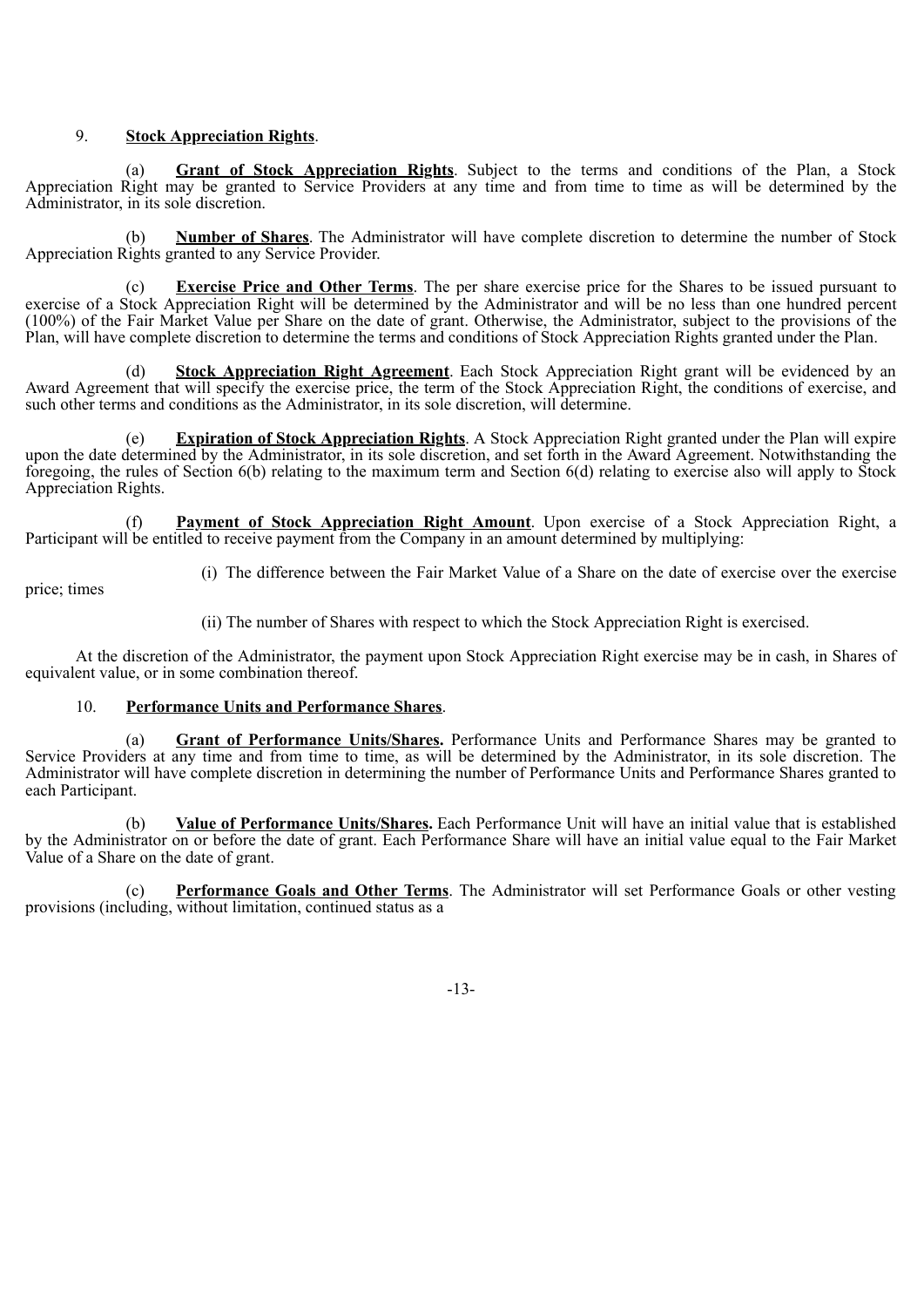9. **Stock Appreciation Rights**.

(a) **Grant of Stock Appreciation Rights**. Subject to the terms and conditions of the Plan, a Stock Appreciation Right may be granted to Service Providers at any time and from time to time as will be determined by the Administrator, in its sole discretion.

(b) **Number of Shares**. The Administrator will have complete discretion to determine the number of Stock Appreciation Rights granted to any Service Provider.

(c) **Exercise Price and Other Terms**. The per share exercise price for the Shares to be issued pursuant to exercise of a Stock Appreciation Right will be determined by the Administrator and will be no less than one hundred percent (100%) of the Fair Market Value per Share on the date of grant. Otherwise, the Administrator, subject to the provisions of the Plan, will have complete discretion to determine the terms and conditions of Stock Appreciation Rights granted under the Plan.

(d) **Stock Appreciation Right Agreement**. Each Stock Appreciation Right grant will be evidenced by an Award Agreement that will specify the exercise price, the term of the Stock Appreciation Right, the conditions of exercise, and such other terms and conditions as the Administrator, in its sole discretion, will determine.

(e) **Expiration of Stock Appreciation Rights**. A Stock Appreciation Right granted under the Plan will expire upon the date determined by the Administrator, in its sole discretion, and set forth in the Award Agreement. Notwithstanding the foregoing, the rules of Section 6(b) relating to the maximum term and Section 6(d) relating to exercise also will apply to Stock Appreciation Rights.

(f) **Payment of Stock Appreciation Right Amount**. Upon exercise of a Stock Appreciation Right, a Participant will be entitled to receive payment from the Company in an amount determined by multiplying:

(i) The difference between the Fair Market Value of a Share on the date of exercise over the exercise price; times

(ii) The number of Shares with respect to which the Stock Appreciation Right is exercised.

At the discretion of the Administrator, the payment upon Stock Appreciation Right exercise may be in cash, in Shares of equivalent value, or in some combination thereof.

10. **Performance Units and Performance Shares**.

(a) **Grant of Performance Units/Shares.** Performance Units and Performance Shares may be granted to Service Providers at any time and from time to time, as will be determined by the Administrator, in its sole discretion. The Administrator will have complete discretion in determining the number of Performance Units and Performance Shares granted to each Participant.

(b) **Value of Performance Units/Shares.** Each Performance Unit will have an initial value that is established by the Administrator on or before the date of grant. Each Performance Share will have an initial value equal to the Fair Market Value of a Share on the date of grant.

(c) **Performance Goals and Other Terms**. The Administrator will set Performance Goals or other vesting provisions (including, without limitation, continued status as a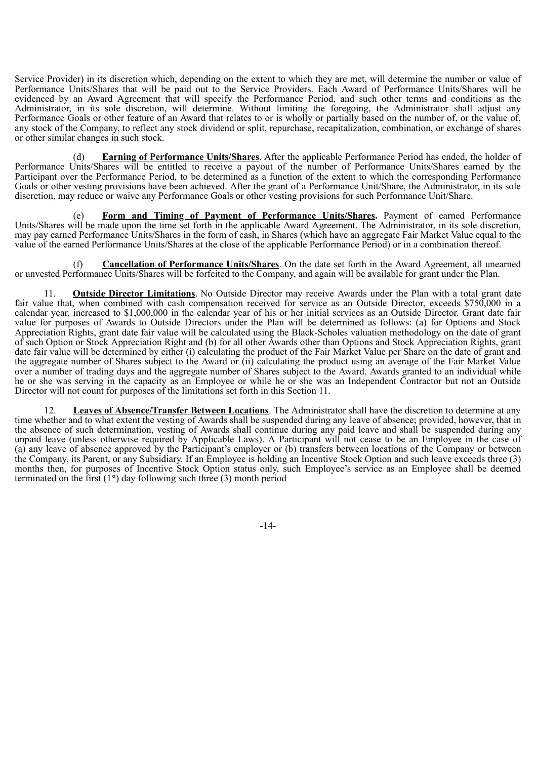Service Provider) in its discretion which, depending on the extent to which they are met, will determine the number or value of Performance Units/Shares that will be paid out to the Service Providers. Each Award of Performance Units/Shares will be evidenced by an Award Agreement that will specify the Performance Period, and such other terms and conditions as the Administrator, in its sole discretion, will determine. Without limiting the foregoing, the Administrator shall adjust any Performance Goals or other feature of an Award that relates to or is wholly or partially based on the number of, or the value of, any stock of the Company, to reflect any stock dividend or split, repurchase, recapitalization, combination, or exchange of shares or other similar changes in such stock.

(d) **Earning of Performance Units/Shares**. After the applicable Performance Period has ended, the holder of Performance Units/Shares will be entitled to receive a payout of the number of Performance Units/Shares earned by the Participant over the Performance Period, to be determined as a function of the extent to which the corresponding Performance Goals or other vesting provisions have been achieved. After the grant of a Performance Unit/Share, the Administrator, in its sole discretion, may reduce or waive any Performance Goals or other vesting provisions for such Performance Unit/Share.

(e) **Form and Timing of Payment of Performance Units/Shares.** Payment of earned Performance Units/Shares will be made upon the time set forth in the applicable Award Agreement. The Administrator, in its sole discretion, may pay earned Performance Units/Shares in the form of cash, in Shares (which have an aggregate Fair Market Value equal to the value of the earned Performance Units/Shares at the close of the applicable Performance Period) or in a combination thereof.

(f) **Cancellation of Performance Units/Shares**. On the date set forth in the Award Agreement, all unearned or unvested Performance Units/Shares will be forfeited to the Company, and again will be available for grant under the Plan.

11. **Outside Director Limitations**. No Outside Director may receive Awards under the Plan with a total grant date fair value that, when combined with cash compensation received for service as an Outside Director, exceeds $750,000 in a calendar year, increased to $1,000,000 in the calendar year of his or her initial services as an Outside Director. Grant date fair value for purposes of Awards to Outside Directors under the Plan will be determined as follows: (a) for Options and Stock Appreciation Rights, grant date fair value will be calculated using the Black-Scholes valuation methodology on the date of grant of such Option or Stock Appreciation Right and (b) for all other Awards other than Options and Stock Appreciation Rights, grant date fair value will be determined by either (i) calculating the product of the Fair Market Value per Share on the date of grant and the aggregate number of Shares subject to the Award or (ii) calculating the product using an average of the Fair Market Value over a number of trading days and the aggregate number of Shares subject to the Award. Awards granted to an individual while he or she was serving in the capacity as an Employee or while he or she was an Independent Contractor but not an Outside Director will not count for purposes of the limitations set forth in this Section 11.

12. **Leaves of Absence/Transfer Between Locations**. The Administrator shall have the discretion to determine at any time whether and to what extent the vesting of Awards shall be suspended during any leave of absence; provided, however, that in the absence of such determination, vesting of Awards shall continue during any paid leave and shall be suspended during any unpaid leave (unless otherwise required by Applicable Laws). A Participant will not cease to be an Employee in the case of (a) any leave of absence approved by the Participant's employer or (b) transfers between locations of the Company or between the Company, its Parent, or any Subsidiary. If an Employee is holding an Incentive Stock Option and such leave exceeds three (3) months then, for purposes of Incentive Stock Option status only, such Employee's service as an Employee shall be deemed terminated on the first (1st) day following such three (3) month period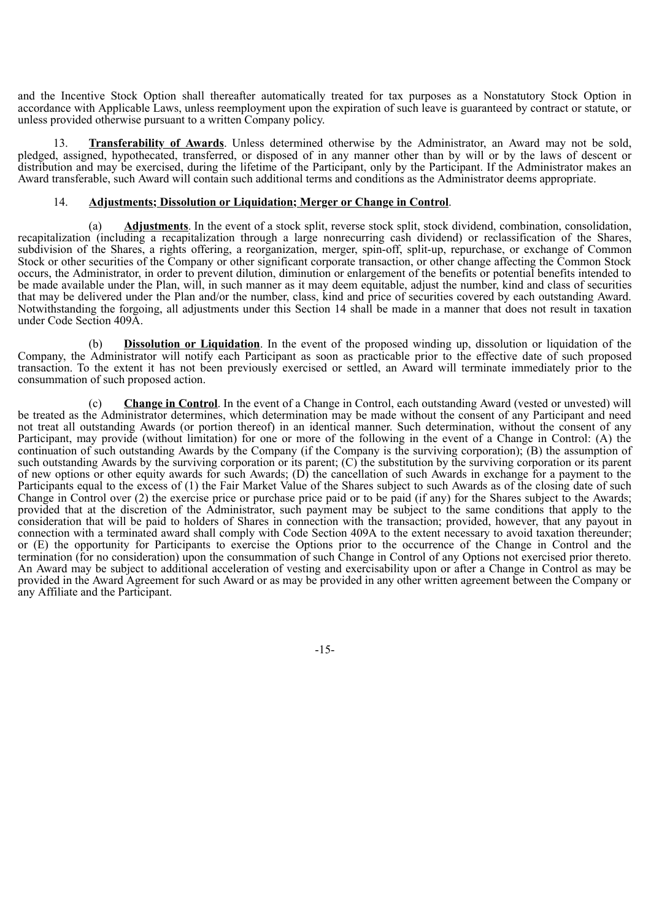and the Incentive Stock Option shall thereafter automatically treated for tax purposes as a Nonstatutory Stock Option in accordance with Applicable Laws, unless reemployment upon the expiration of such leave is guaranteed by contract or statute, or unless provided otherwise pursuant to a written Company policy.

13. **Transferability of Awards**. Unless determined otherwise by the Administrator, an Award may not be sold, pledged, assigned, hypothecated, transferred, or disposed of in any manner other than by will or by the laws of descent or distribution and may be exercised, during the lifetime of the Participant, only by the Participant. If the Administrator makes an Award transferable, such Award will contain such additional terms and conditions as the Administrator deems appropriate.

14. **Adjustments; Dissolution or Liquidation; Merger or Change in Control**.

(a) **Adjustments**. In the event of a stock split, reverse stock split, stock dividend, combination, consolidation, recapitalization (including a recapitalization through a large nonrecurring cash dividend) or reclassification of the Shares, subdivision of the Shares, a rights offering, a reorganization, merger, spin-off, split-up, repurchase, or exchange of Common Stock or other securities of the Company or other significant corporate transaction, or other change affecting the Common Stock occurs, the Administrator, in order to prevent dilution, diminution or enlargement of the benefits or potential benefits intended to be made available under the Plan, will, in such manner as it may deem equitable, adjust the number, kind and class of securities that may be delivered under the Plan and/or the number, class, kind and price of securities covered by each outstanding Award. Notwithstanding the forgoing, all adjustments under this Section 14 shall be made in a manner that does not result in taxation under Code Section 409A.

(b) **Dissolution or Liquidation**. In the event of the proposed winding up, dissolution or liquidation of the Company, the Administrator will notify each Participant as soon as practicable prior to the effective date of such proposed transaction. To the extent it has not been previously exercised or settled, an Award will terminate immediately prior to the consummation of such proposed action.

(c) **Change in Control**. In the event of a Change in Control, each outstanding Award (vested or unvested) will be treated as the Administrator determines, which determination may be made without the consent of any Participant and need not treat all outstanding Awards (or portion thereof) in an identical manner. Such determination, without the consent of any Participant, may provide (without limitation) for one or more of the following in the event of a Change in Control: (A) the continuation of such outstanding Awards by the Company (if the Company is the surviving corporation); (B) the assumption of such outstanding Awards by the surviving corporation or its parent; (C) the substitution by the surviving corporation or its parent of new options or other equity awards for such Awards; (D) the cancellation of such Awards in exchange for a payment to the Participants equal to the excess of (1) the Fair Market Value of the Shares subject to such Awards as of the closing date of such Change in Control over (2) the exercise price or purchase price paid or to be paid (if any) for the Shares subject to the Awards; provided that at the discretion of the Administrator, such payment may be subject to the same conditions that apply to the consideration that will be paid to holders of Shares in connection with the transaction; provided, however, that any payout in connection with a terminated award shall comply with Code Section 409A to the extent necessary to avoid taxation thereunder; or (E) the opportunity for Participants to exercise the Options prior to the occurrence of the Change in Control and the termination (for no consideration) upon the consummation of such Change in Control of any Options not exercised prior thereto. An Award may be subject to additional acceleration of vesting and exercisability upon or after a Change in Control as may be provided in the Award Agreement for such Award or as may be provided in any other written agreement between the Company or any Affiliate and the Participant.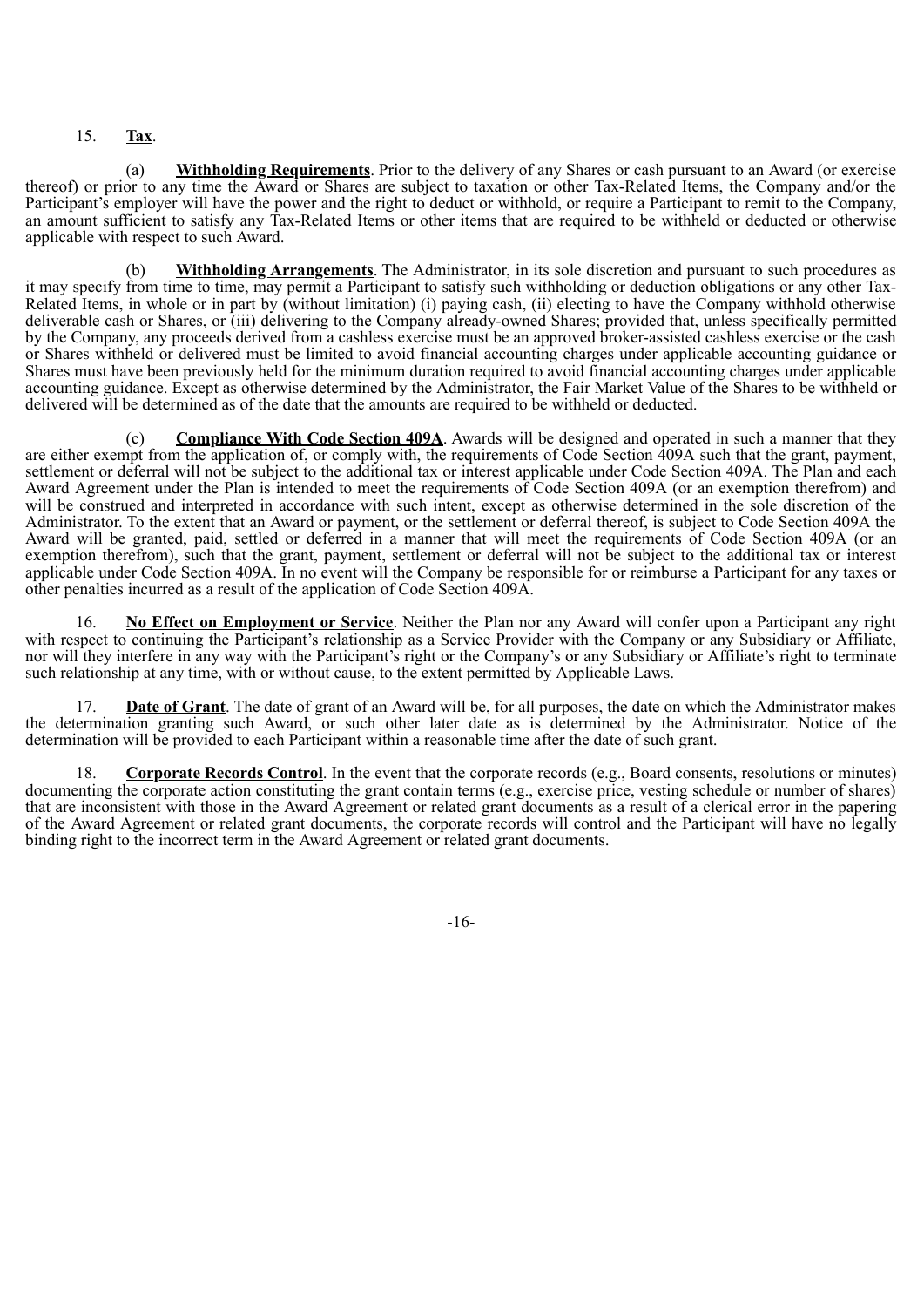15. **Tax**.

(a) **Withholding Requirements**. Prior to the delivery of any Shares or cash pursuant to an Award (or exercise thereof) or prior to any time the Award or Shares are subject to taxation or other Tax-Related Items, the Company and/or the Participant's employer will have the power and the right to deduct or withhold, or require a Participant to remit to the Company, an amount sufficient to satisfy any Tax-Related Items or other items that are required to be withheld or deducted or otherwise applicable with respect to such Award.

(b) **Withholding Arrangements**. The Administrator, in its sole discretion and pursuant to such procedures as it may specify from time to time, may permit a Participant to satisfy such withholding or deduction obligations or any other Tax-Related Items, in whole or in part by (without limitation) (i) paying cash, (ii) electing to have the Company withhold otherwise deliverable cash or Shares, or (iii) delivering to the Company already-owned Shares; provided that, unless specifically permitted by the Company, any proceeds derived from a cashless exercise must be an approved broker-assisted cashless exercise or the cash or Shares withheld or delivered must be limited to avoid financial accounting charges under applicable accounting guidance or Shares must have been previously held for the minimum duration required to avoid financial accounting charges under applicable accounting guidance. Except as otherwise determined by the Administrator, the Fair Market Value of the Shares to be withheld or delivered will be determined as of the date that the amounts are required to be withheld or deducted.

(c) **Compliance With Code Section 409A**. Awards will be designed and operated in such a manner that they are either exempt from the application of, or comply with, the requirements of Code Section 409A such that the grant, payment, settlement or deferral will not be subject to the additional tax or interest applicable under Code Section 409A. The Plan and each Award Agreement under the Plan is intended to meet the requirements of Code Section 409A (or an exemption therefrom) and will be construed and interpreted in accordance with such intent, except as otherwise determined in the sole discretion of the Administrator. To the extent that an Award or payment, or the settlement or deferral thereof, is subject to Code Section 409A the Award will be granted, paid, settled or deferred in a manner that will meet the requirements of Code Section 409A (or an exemption therefrom), such that the grant, payment, settlement or deferral will not be subject to the additional tax or interest applicable under Code Section 409A. In no event will the Company be responsible for or reimburse a Participant for any taxes or other penalties incurred as a result of the application of Code Section 409A.

16. **No Effect on Employment or Service**. Neither the Plan nor any Award will confer upon a Participant any right with respect to continuing the Participant's relationship as a Service Provider with the Company or any Subsidiary or Affiliate, nor will they interfere in any way with the Participant's right or the Company's or any Subsidiary or Affiliate's right to terminate such relationship at any time, with or without cause, to the extent permitted by Applicable Laws.

17. **Date of Grant**. The date of grant of an Award will be, for all purposes, the date on which the Administrator makes the determination granting such Award, or such other later date as is determined by the Administrator. Notice of the determination will be provided to each Participant within a reasonable time after the date of such grant.

18. **Corporate Records Control**. In the event that the corporate records (e.g., Board consents, resolutions or minutes) documenting the corporate action constituting the grant contain terms (e.g., exercise price, vesting schedule or number of shares) that are inconsistent with those in the Award Agreement or related grant documents as a result of a clerical error in the papering of the Award Agreement or related grant documents, the corporate records will control and the Participant will have no legally binding right to the incorrect term in the Award Agreement or related grant documents.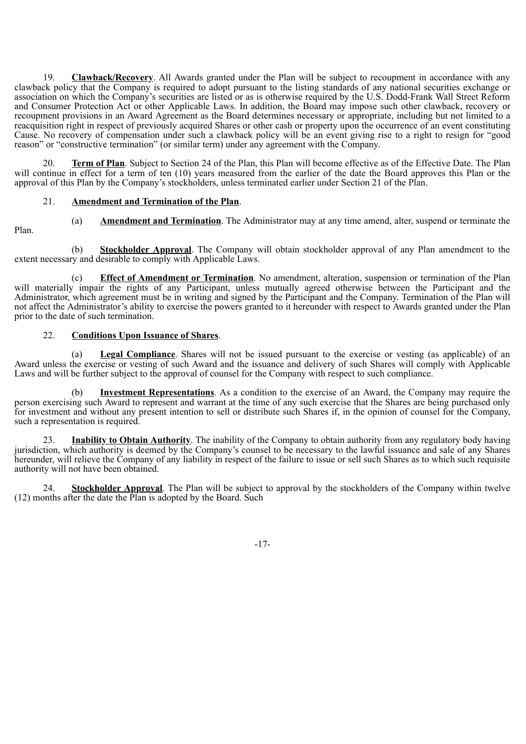19. **Clawback/Recovery**. All Awards granted under the Plan will be subject to recoupment in accordance with any clawback policy that the Company is required to adopt pursuant to the listing standards of any national securities exchange or association on which the Company's securities are listed or as is otherwise required by the U.S. Dodd-Frank Wall Street Reform and Consumer Protection Act or other Applicable Laws. In addition, the Board may impose such other clawback, recovery or recoupment provisions in an Award Agreement as the Board determines necessary or appropriate, including but not limited to a reacquisition right in respect of previously acquired Shares or other cash or property upon the occurrence of an event constituting Cause. No recovery of compensation under such a clawback policy will be an event giving rise to a right to resign for "good reason" or "constructive termination" (or similar term) under any agreement with the Company.

20. **Term of Plan**. Subject to Section 24 of the Plan, this Plan will become effective as of the Effective Date. The Plan will continue in effect for a term of ten (10) years measured from the earlier of the date the Board approves this Plan or the approval of this Plan by the Company's stockholders, unless terminated earlier under Section 21 of the Plan.

21. **Amendment and Termination of the Plan**.

(a) **Amendment and Termination**. The Administrator may at any time amend, alter, suspend or terminate the Plan.

(b) **Stockholder Approval**. The Company will obtain stockholder approval of any Plan amendment to the extent necessary and desirable to comply with Applicable Laws.

(c) **Effect of Amendment or Termination**. No amendment, alteration, suspension or termination of the Plan will materially impair the rights of any Participant, unless mutually agreed otherwise between the Participant and the Administrator, which agreement must be in writing and signed by the Participant and the Company. Termination of the Plan will not affect the Administrator's ability to exercise the powers granted to it hereunder with respect to Awards granted under the Plan prior to the date of such termination.

22. **Conditions Upon Issuance of Shares**.

(a) **Legal Compliance**. Shares will not be issued pursuant to the exercise or vesting (as applicable) of an Award unless the exercise or vesting of such Award and the issuance and delivery of such Shares will comply with Applicable Laws and will be further subject to the approval of counsel for the Company with respect to such compliance.

(b) **Investment Representations**. As a condition to the exercise of an Award, the Company may require the person exercising such Award to represent and warrant at the time of any such exercise that the Shares are being purchased only for investment and without any present intention to sell or distribute such Shares if, in the opinion of counsel for the Company, such a representation is required.

23. **Inability to Obtain Authority**. The inability of the Company to obtain authority from any regulatory body having jurisdiction, which authority is deemed by the Company's counsel to be necessary to the lawful issuance and sale of any Shares hereunder, will relieve the Company of any liability in respect of the failure to issue or sell such Shares as to which such requisite authority will not have been obtained.

24. **Stockholder Approval**. The Plan will be subject to approval by the stockholders of the Company within twelve (12) months after the date the Plan is adopted by the Board. Such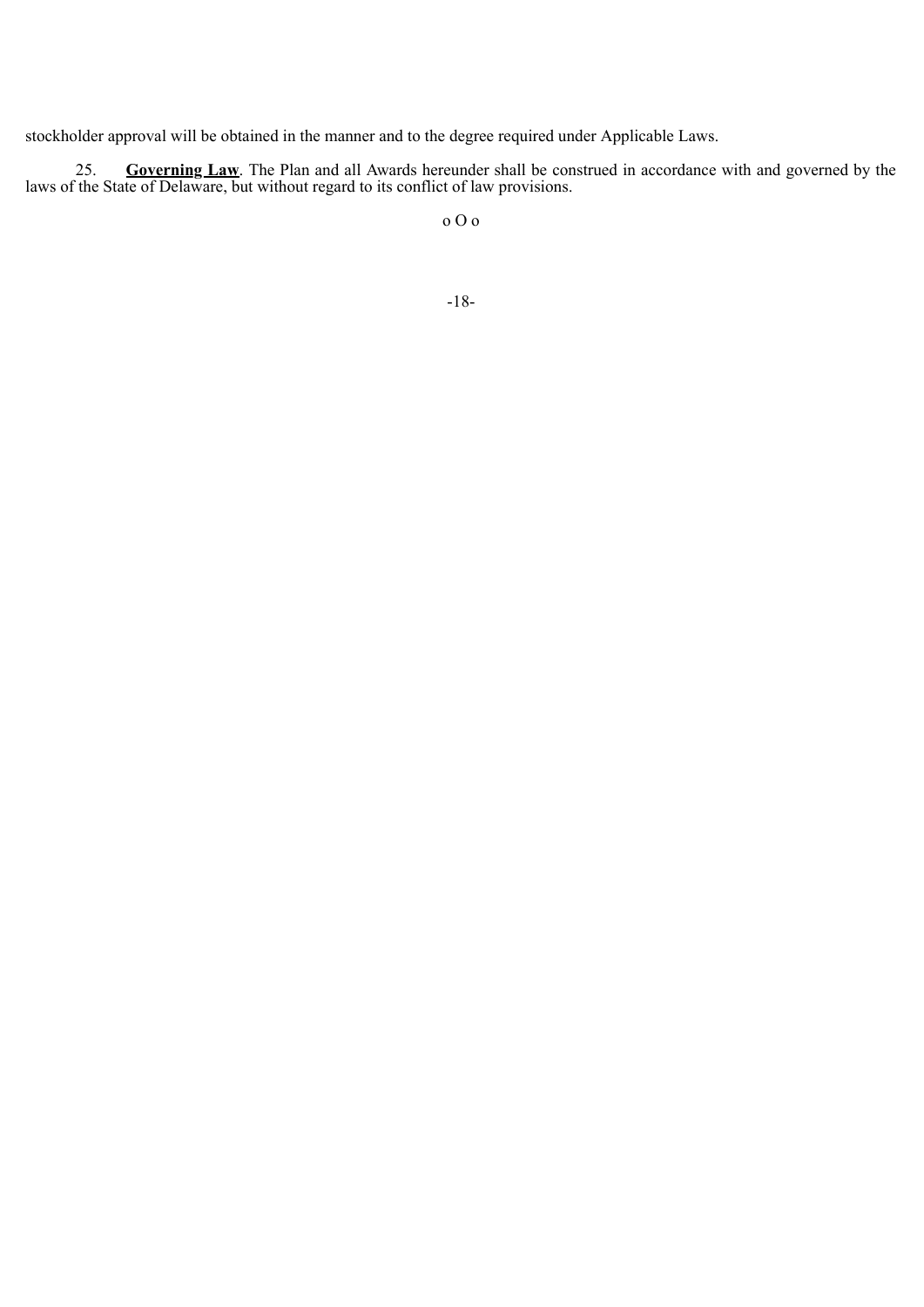stockholder approval will be obtained in the manner and to the degree required under Applicable Laws.

25. **Governing Law**. The Plan and all Awards hereunder shall be construed in accordance with and governed by the laws of the State of Delaware, but without regard to its conflict of law provisions.

o O o